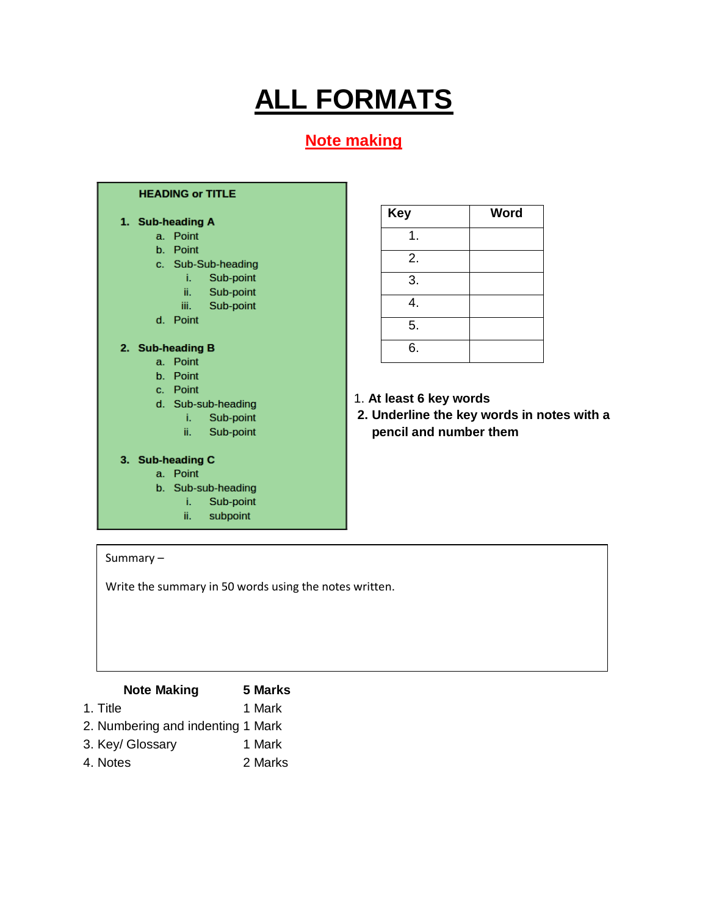# ALL FORMATS

## Note making

**HEADING or TITLE**

1. **Sub-heading A**
   a. Point
   b. Point
   c. Sub-Sub-heading
      i. Sub-point
      ii. Sub-point
      iii. Sub-point
   d. Point

2. **Sub-heading B**
   a. Point
   b. Point
   c. Point
   d. Sub-sub-heading
      i. Sub-point
      ii. Sub-point

3. **Sub-heading C**
   a. Point
   b. Sub-sub-heading
      i. Sub-point
      ii. subpoint

| Key | Word |
|---|---|
| 1. | |
| 2. | |
| 3. | |
| 4. | |
| 5. | |
| 6. | |

1. **At least 6 key words**
2. **Underline the key words in notes with a pencil and number them**

Summary –

Write the summary in 50 words using the notes written.

| **Note Making** | **5 Marks** |
|---|---|
| 1. Title | 1 Mark |
| 2. Numbering and indenting | 1 Mark |
| 3. Key/ Glossary | 1 Mark |
| 4. Notes | 2 Marks |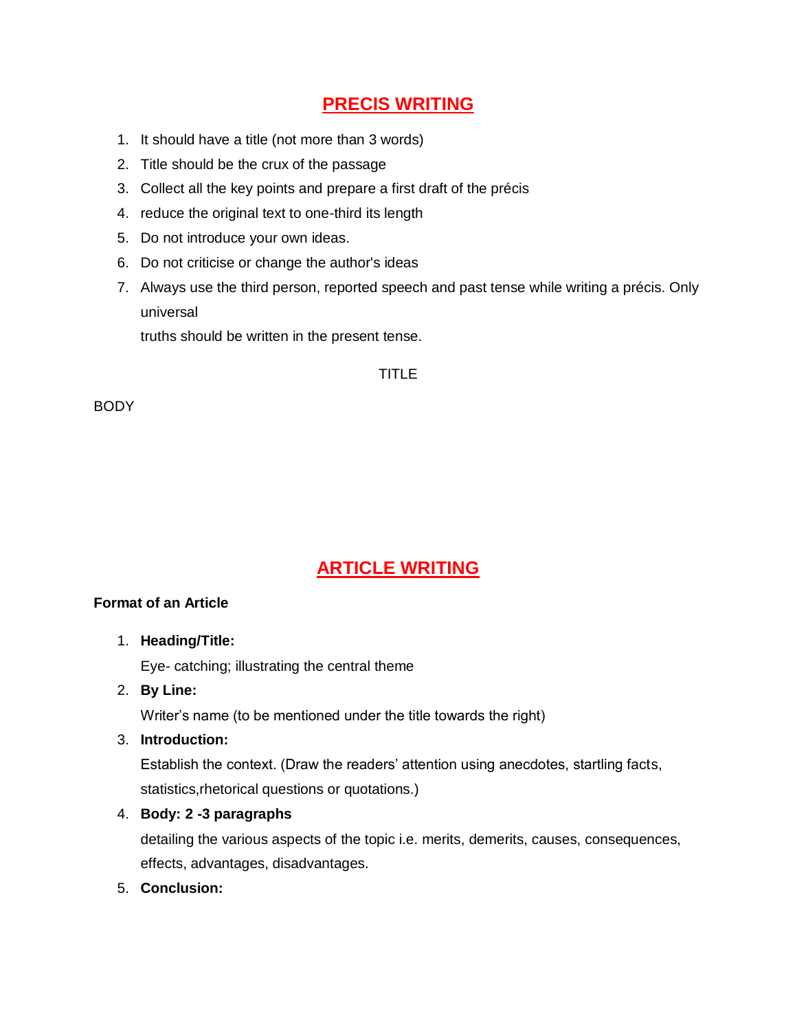# PRECIS WRITING

1. It should have a title (not more than 3 words)
2. Title should be the crux of the passage
3. Collect all the key points and prepare a first draft of the précis
4. reduce the original text to one-third its length
5. Do not introduce your own ideas.
6. Do not criticise or change the author's ideas
7. Always use the third person, reported speech and past tense while writing a précis. Only universal
   truths should be written in the present tense.

TITLE

BODY

# ARTICLE WRITING

**Format of an Article**

1. **Heading/Title:**
   Eye- catching; illustrating the central theme
2. **By Line:**
   Writer's name (to be mentioned under the title towards the right)
3. **Introduction:**
   Establish the context. (Draw the readers' attention using anecdotes, startling facts, statistics,rhetorical questions or quotations.)
4. **Body: 2 -3 paragraphs**
   detailing the various aspects of the topic i.e. merits, demerits, causes, consequences, effects, advantages, disadvantages.
5. **Conclusion:**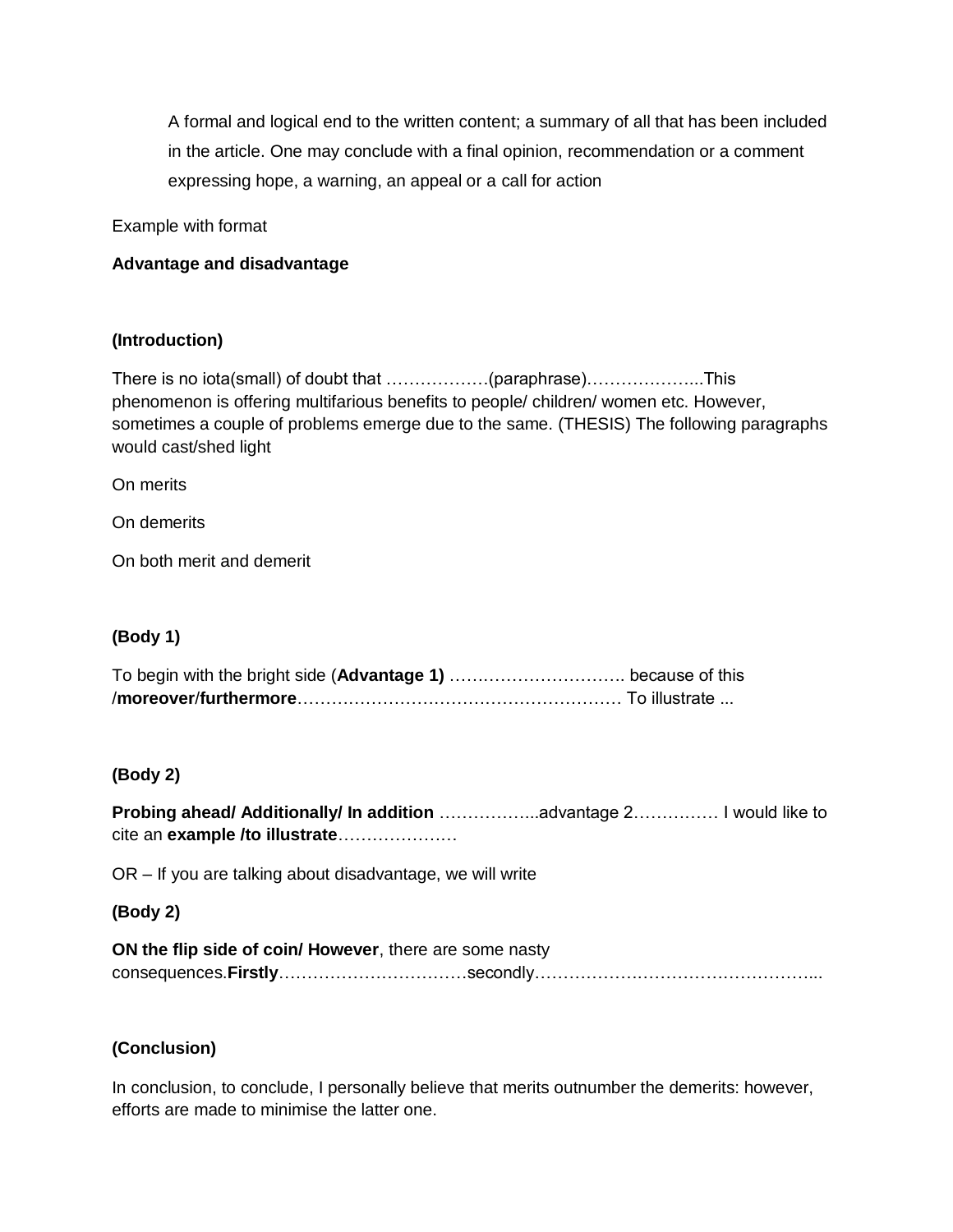A formal and logical end to the written content; a summary of all that has been included in the article. One may conclude with a final opinion, recommendation or a comment expressing hope, a warning, an appeal or a call for action

Example with format

**Advantage and disadvantage**

**(Introduction)**

There is no iota(small) of doubt that ………………(paraphrase)………………...This phenomenon is offering multifarious benefits to people/ children/ women etc. However, sometimes a couple of problems emerge due to the same. (THESIS) The following paragraphs would cast/shed light

On merits

On demerits

On both merit and demerit

**(Body 1)**

To begin with the bright side (**Advantage 1)** …………………………. because of this /**moreover**/**furthermore**………………………………………………… To illustrate ...

**(Body 2)**

**Probing ahead/ Additionally/ In addition** ……………...advantage 2…………… I would like to cite an **example /to illustrate**…………………

OR – If you are talking about disadvantage, we will write

**(Body 2)**

**ON the flip side of coin/ However**, there are some nasty consequences.**Firstly**……………………………secondly…………………………………………...

**(Conclusion)**

In conclusion, to conclude, I personally believe that merits outnumber the demerits: however, efforts are made to minimise the latter one.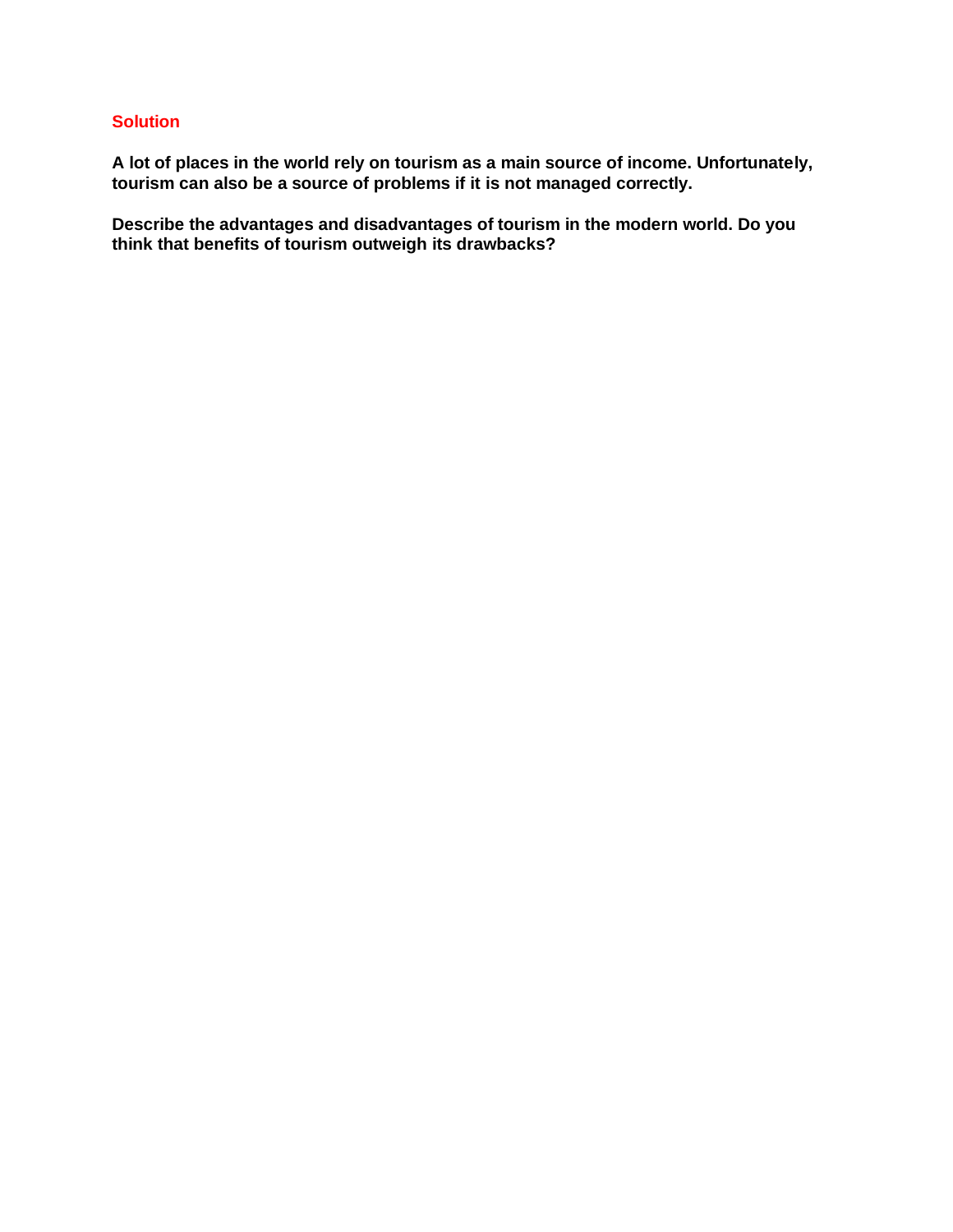## Solution

**A lot of places in the world rely on tourism as a main source of income. Unfortunately, tourism can also be a source of problems if it is not managed correctly.**

**Describe the advantages and disadvantages of tourism in the modern world. Do you think that benefits of tourism outweigh its drawbacks?**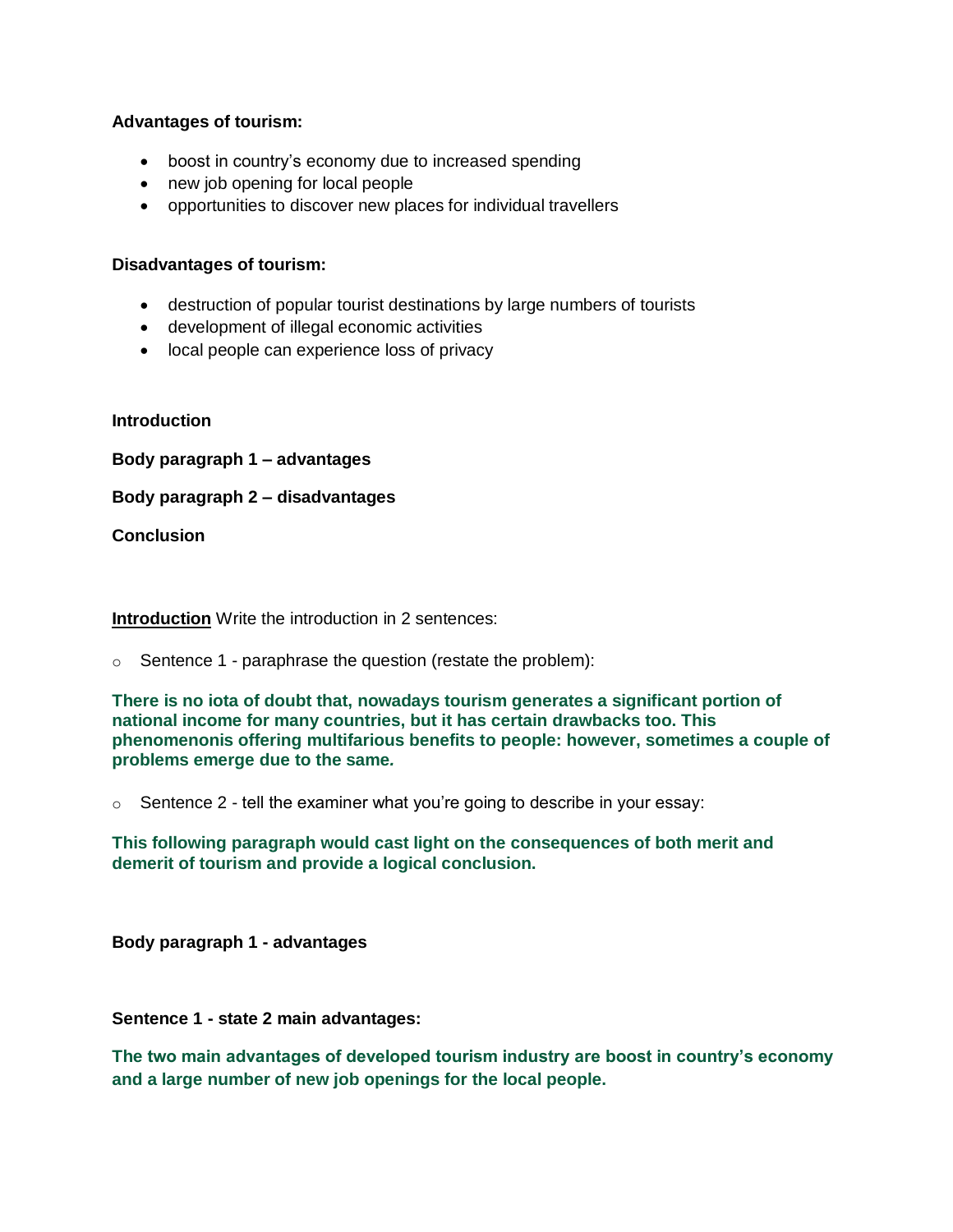**Advantages of tourism:**

- boost in country's economy due to increased spending
- new job opening for local people
- opportunities to discover new places for individual travellers

**Disadvantages of tourism:**

- destruction of popular tourist destinations by large numbers of tourists
- development of illegal economic activities
- local people can experience loss of privacy

**Introduction**

**Body paragraph 1 – advantages**

**Body paragraph 2 – disadvantages**

**Conclusion**

**<u>Introduction</u>** Write the introduction in 2 sentences:

- Sentence 1 - paraphrase the question (restate the problem):

**There is no iota of doubt that, nowadays tourism generates a significant portion of national income for many countries, but it has certain drawbacks too. This phenomenonis offering multifarious benefits to people: however, sometimes a couple of problems emerge due to the same.**

- Sentence 2 - tell the examiner what you're going to describe in your essay:

**This following paragraph would cast light on the consequences of both merit and demerit of tourism and provide a logical conclusion.**

**Body paragraph 1 - advantages**

**Sentence 1 - state 2 main advantages:**

**The two main advantages of developed tourism industry are boost in country's economy and a large number of new job openings for the local people.**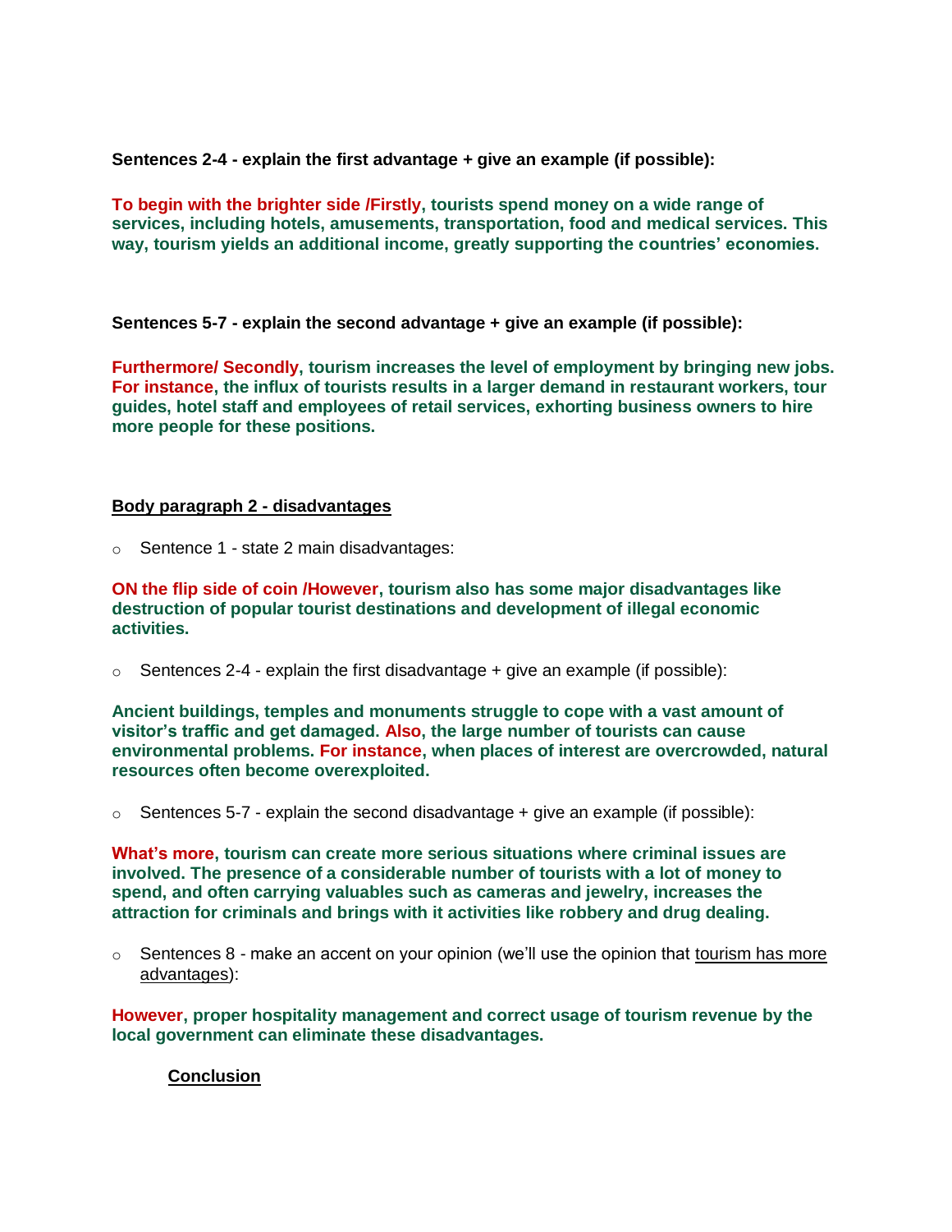**Sentences 2-4 - explain the first advantage + give an example (if possible):**

**To begin with the brighter side /Firstly, tourists spend money on a wide range of services, including hotels, amusements, transportation, food and medical services. This way, tourism yields an additional income, greatly supporting the countries' economies.**

**Sentences 5-7 - explain the second advantage + give an example (if possible):**

**Furthermore/ Secondly, tourism increases the level of employment by bringing new jobs. For instance, the influx of tourists results in a larger demand in restaurant workers, tour guides, hotel staff and employees of retail services, exhorting business owners to hire more people for these positions.**

**Body paragraph 2 - disadvantages**

- Sentence 1 - state 2 main disadvantages:

**ON the flip side of coin /However, tourism also has some major disadvantages like destruction of popular tourist destinations and development of illegal economic activities.**

- Sentences 2-4 - explain the first disadvantage + give an example (if possible):

**Ancient buildings, temples and monuments struggle to cope with a vast amount of visitor's traffic and get damaged. Also, the large number of tourists can cause environmental problems. For instance, when places of interest are overcrowded, natural resources often become overexploited.**

- Sentences 5-7 - explain the second disadvantage + give an example (if possible):

**What's more, tourism can create more serious situations where criminal issues are involved. The presence of a considerable number of tourists with a lot of money to spend, and often carrying valuables such as cameras and jewelry, increases the attraction for criminals and brings with it activities like robbery and drug dealing.**

- Sentences 8 - make an accent on your opinion (we'll use the opinion that tourism has more advantages):

**However, proper hospitality management and correct usage of tourism revenue by the local government can eliminate these disadvantages.**

**Conclusion**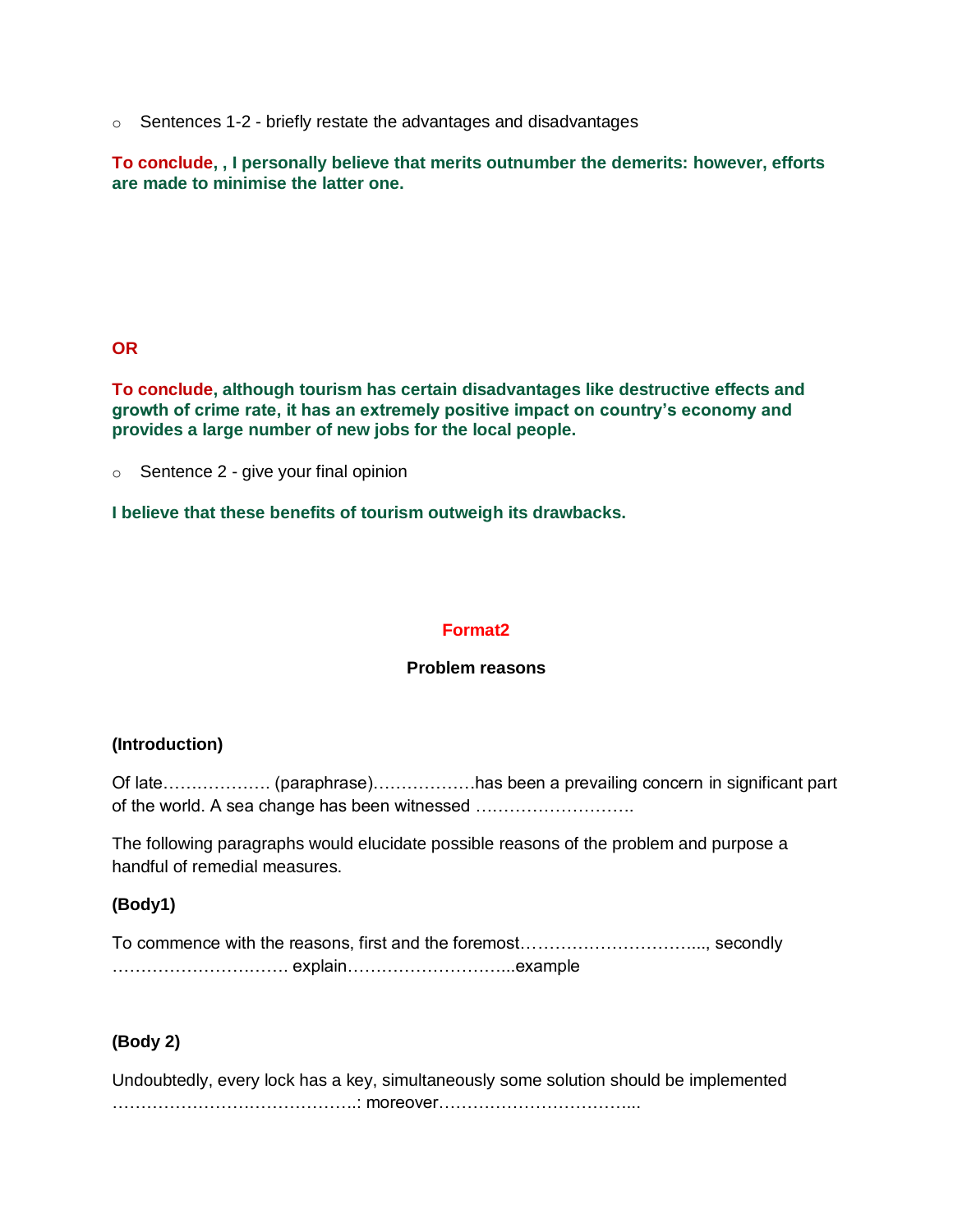- Sentences 1-2 - briefly restate the advantages and disadvantages

**To conclude, , I personally believe that merits outnumber the demerits: however, efforts are made to minimise the latter one.**

**OR**

**To conclude, although tourism has certain disadvantages like destructive effects and growth of crime rate, it has an extremely positive impact on country's economy and provides a large number of new jobs for the local people.**

- Sentence 2 - give your final opinion

**I believe that these benefits of tourism outweigh its drawbacks.**

## Format2

### Problem reasons

**(Introduction)**

Of late……………… (paraphrase)………………has been a prevailing concern in significant part of the world. A sea change has been witnessed ……………………….

The following paragraphs would elucidate possible reasons of the problem and purpose a handful of remedial measures.

**(Body1)**

To commence with the reasons, first and the foremost…………………………..., secondly …………………………. explain………………………...example

**(Body 2)**

Undoubtedly, every lock has a key, simultaneously some solution should be implemented ……………………………………: moreover……………………………...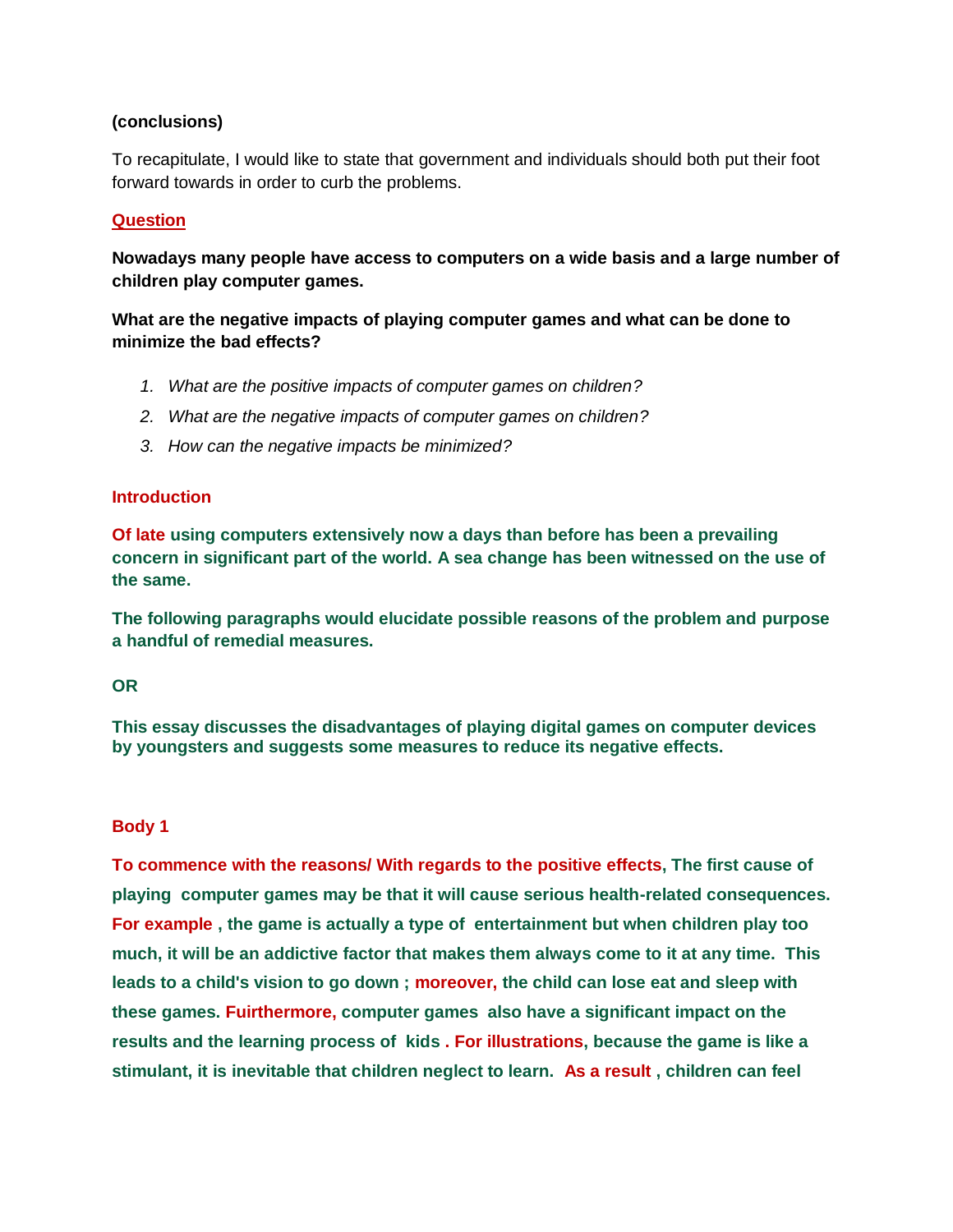**(conclusions)**

To recapitulate, I would like to state that government and individuals should both put their foot forward towards in order to curb the problems.

**Question**

**Nowadays many people have access to computers on a wide basis and a large number of children play computer games.**

**What are the negative impacts of playing computer games and what can be done to minimize the bad effects?**

1. *What are the positive impacts of computer games on children?*
2. *What are the negative impacts of computer games on children?*
3. *How can the negative impacts be minimized?*

**Introduction**

**Of late using computers extensively now a days than before has been a prevailing concern in significant part of the world. A sea change has been witnessed on the use of the same.**

**The following paragraphs would elucidate possible reasons of the problem and purpose a handful of remedial measures.**

**OR**

**This essay discusses the disadvantages of playing digital games on computer devices by youngsters and suggests some measures to reduce its negative effects.**

**Body 1**

**To commence with the reasons/ With regards to the positive effects, The first cause of playing computer games may be that it will cause serious health-related consequences. For example , the game is actually a type of entertainment but when children play too much, it will be an addictive factor that makes them always come to it at any time. This leads to a child's vision to go down ; moreover, the child can lose eat and sleep with these games. Fuirthermore, computer games also have a significant impact on the results and the learning process of kids . For illustrations, because the game is like a stimulant, it is inevitable that children neglect to learn. As a result , children can feel**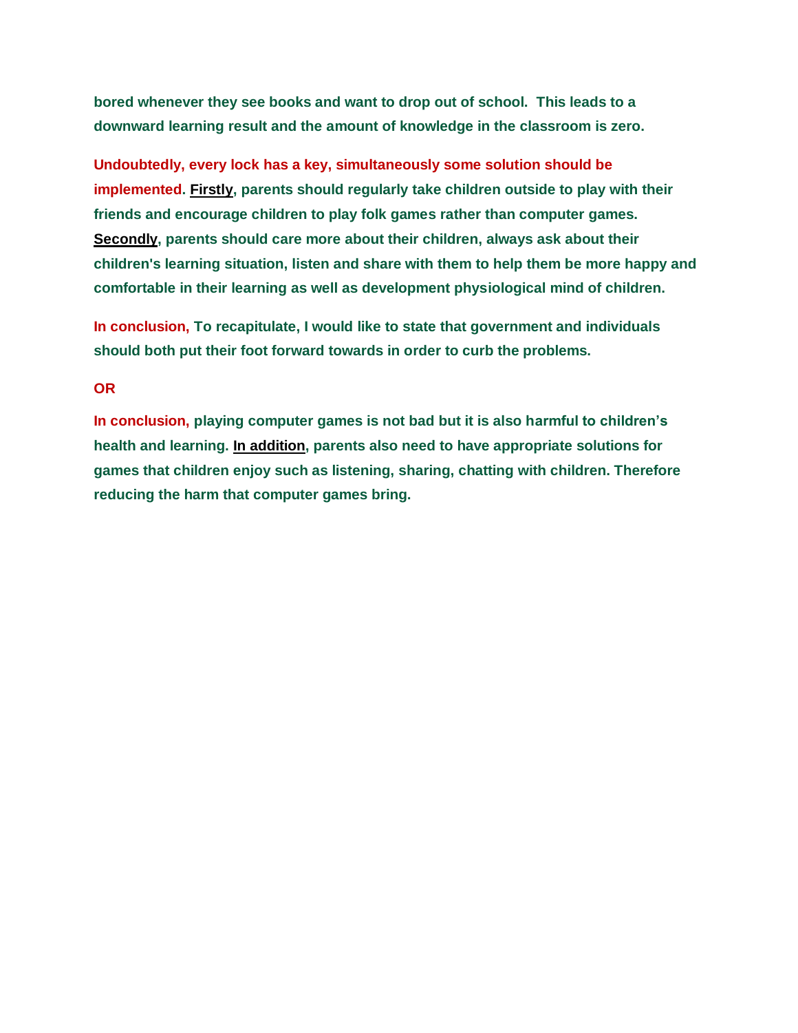**bored whenever they see books and want to drop out of school. This leads to a downward learning result and the amount of knowledge in the classroom is zero.**

**Undoubtedly, every lock has a key, simultaneously some solution should be implemented. <u>Firstly</u>, parents should regularly take children outside to play with their friends and encourage children to play folk games rather than computer games. <u>Secondly</u>, parents should care more about their children, always ask about their children's learning situation, listen and share with them to help them be more happy and comfortable in their learning as well as development physiological mind of children.**

**In conclusion, To recapitulate, I would like to state that government and individuals should both put their foot forward towards in order to curb the problems.**

**OR**

**In conclusion, playing computer games is not bad but it is also harmful to children's health and learning. <u>In addition</u>, parents also need to have appropriate solutions for games that children enjoy such as listening, sharing, chatting with children. Therefore reducing the harm that computer games bring.**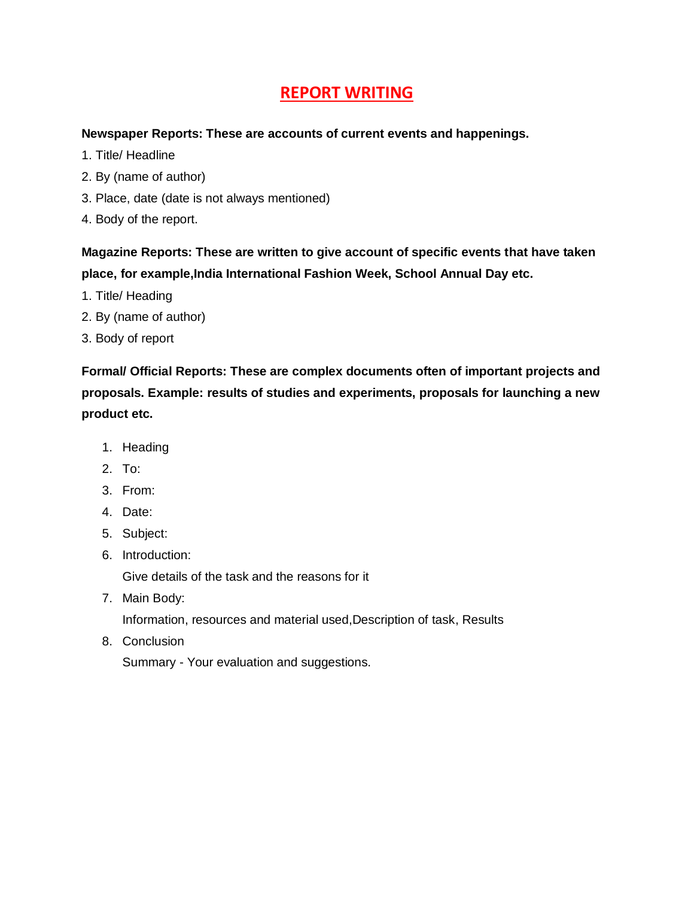# REPORT WRITING

**Newspaper Reports: These are accounts of current events and happenings.**

1. Title/ Headline
2. By (name of author)
3. Place, date (date is not always mentioned)
4. Body of the report.

**Magazine Reports: These are written to give account of specific events that have taken place, for example,India International Fashion Week, School Annual Day etc.**

1. Title/ Heading
2. By (name of author)
3. Body of report

**Formal/ Official Reports: These are complex documents often of important projects and proposals. Example: results of studies and experiments, proposals for launching a new product etc.**

1. Heading
2. To:
3. From:
4. Date:
5. Subject:
6. Introduction:
   Give details of the task and the reasons for it
7. Main Body:
   Information, resources and material used,Description of task, Results
8. Conclusion
   Summary - Your evaluation and suggestions.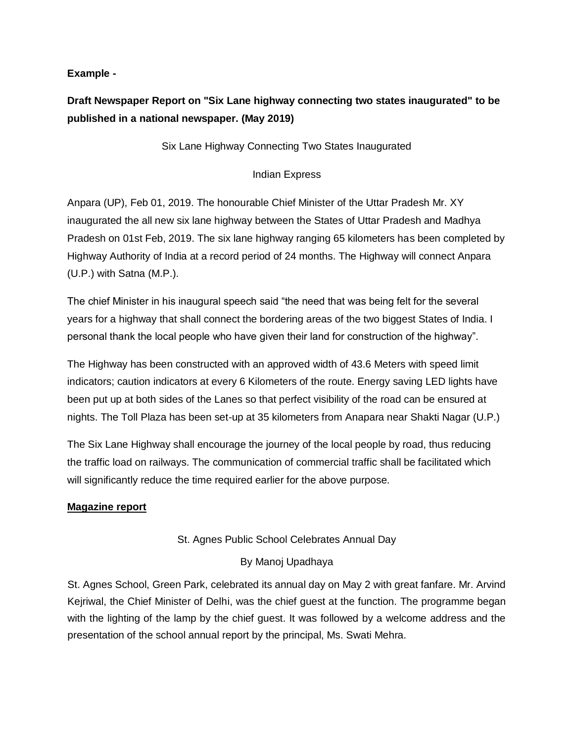**Example -**

**Draft Newspaper Report on "Six Lane highway connecting two states inaugurated" to be published in a national newspaper. (May 2019)**

Six Lane Highway Connecting Two States Inaugurated

Indian Express

Anpara (UP), Feb 01, 2019. The honourable Chief Minister of the Uttar Pradesh Mr. XY inaugurated the all new six lane highway between the States of Uttar Pradesh and Madhya Pradesh on 01st Feb, 2019. The six lane highway ranging 65 kilometers has been completed by Highway Authority of India at a record period of 24 months. The Highway will connect Anpara (U.P.) with Satna (M.P.).

The chief Minister in his inaugural speech said "the need that was being felt for the several years for a highway that shall connect the bordering areas of the two biggest States of India. I personal thank the local people who have given their land for construction of the highway".

The Highway has been constructed with an approved width of 43.6 Meters with speed limit indicators; caution indicators at every 6 Kilometers of the route. Energy saving LED lights have been put up at both sides of the Lanes so that perfect visibility of the road can be ensured at nights. The Toll Plaza has been set-up at 35 kilometers from Anapara near Shakti Nagar (U.P.)

The Six Lane Highway shall encourage the journey of the local people by road, thus reducing the traffic load on railways. The communication of commercial traffic shall be facilitated which will significantly reduce the time required earlier for the above purpose.

**Magazine report**

St. Agnes Public School Celebrates Annual Day

By Manoj Upadhaya

St. Agnes School, Green Park, celebrated its annual day on May 2 with great fanfare. Mr. Arvind Kejriwal, the Chief Minister of Delhi, was the chief guest at the function. The programme began with the lighting of the lamp by the chief guest. It was followed by a welcome address and the presentation of the school annual report by the principal, Ms. Swati Mehra.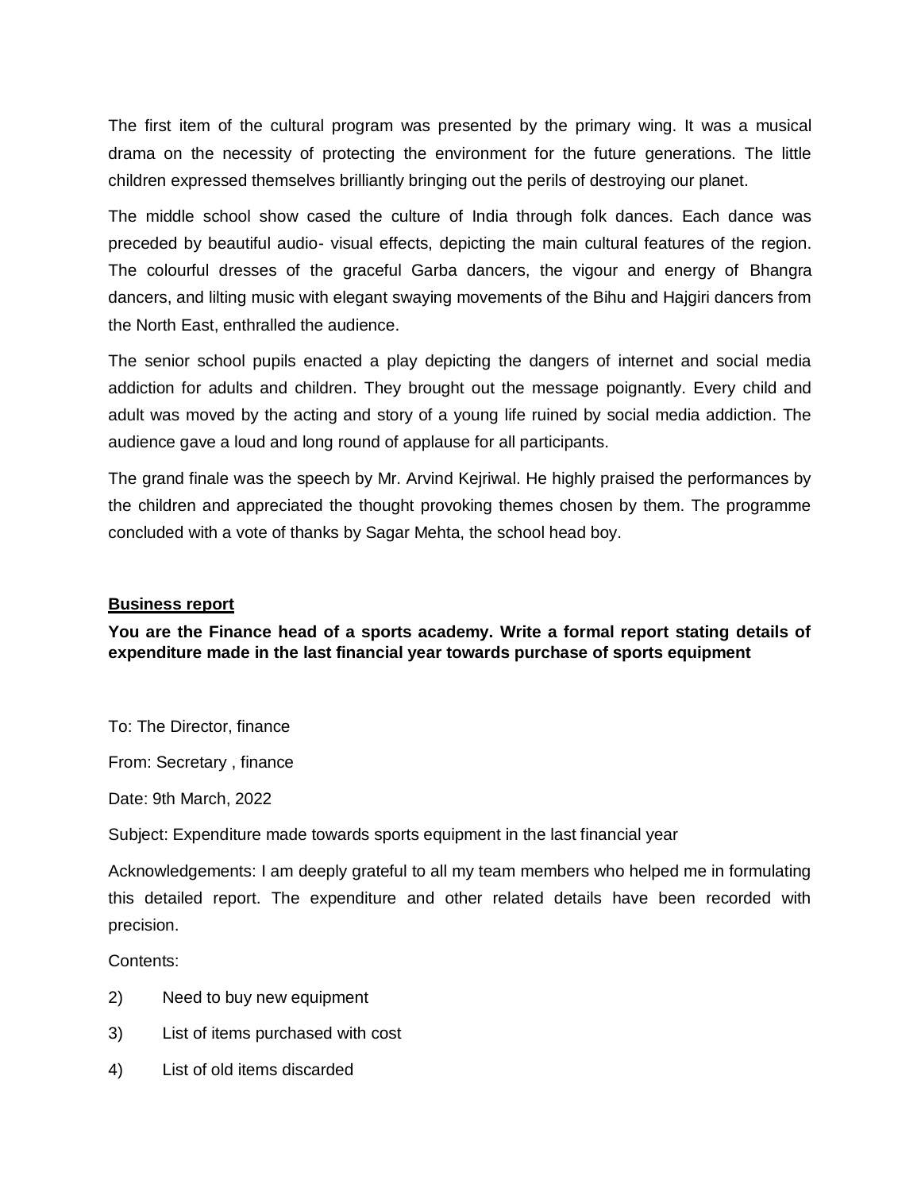The first item of the cultural program was presented by the primary wing. It was a musical drama on the necessity of protecting the environment for the future generations. The little children expressed themselves brilliantly bringing out the perils of destroying our planet.

The middle school show cased the culture of India through folk dances. Each dance was preceded by beautiful audio- visual effects, depicting the main cultural features of the region. The colourful dresses of the graceful Garba dancers, the vigour and energy of Bhangra dancers, and lilting music with elegant swaying movements of the Bihu and Hajgiri dancers from the North East, enthralled the audience.

The senior school pupils enacted a play depicting the dangers of internet and social media addiction for adults and children. They brought out the message poignantly. Every child and adult was moved by the acting and story of a young life ruined by social media addiction. The audience gave a loud and long round of applause for all participants.

The grand finale was the speech by Mr. Arvind Kejriwal. He highly praised the performances by the children and appreciated the thought provoking themes chosen by them. The programme concluded with a vote of thanks by Sagar Mehta, the school head boy.

**<u>Business report</u>**

**You are the Finance head of a sports academy. Write a formal report stating details of expenditure made in the last financial year towards purchase of sports equipment**

To: The Director, finance

From: Secretary , finance

Date: 9th March, 2022

Subject: Expenditure made towards sports equipment in the last financial year

Acknowledgements: I am deeply grateful to all my team members who helped me in formulating this detailed report. The expenditure and other related details have been recorded with precision.

Contents:

2) Need to buy new equipment

3) List of items purchased with cost

4) List of old items discarded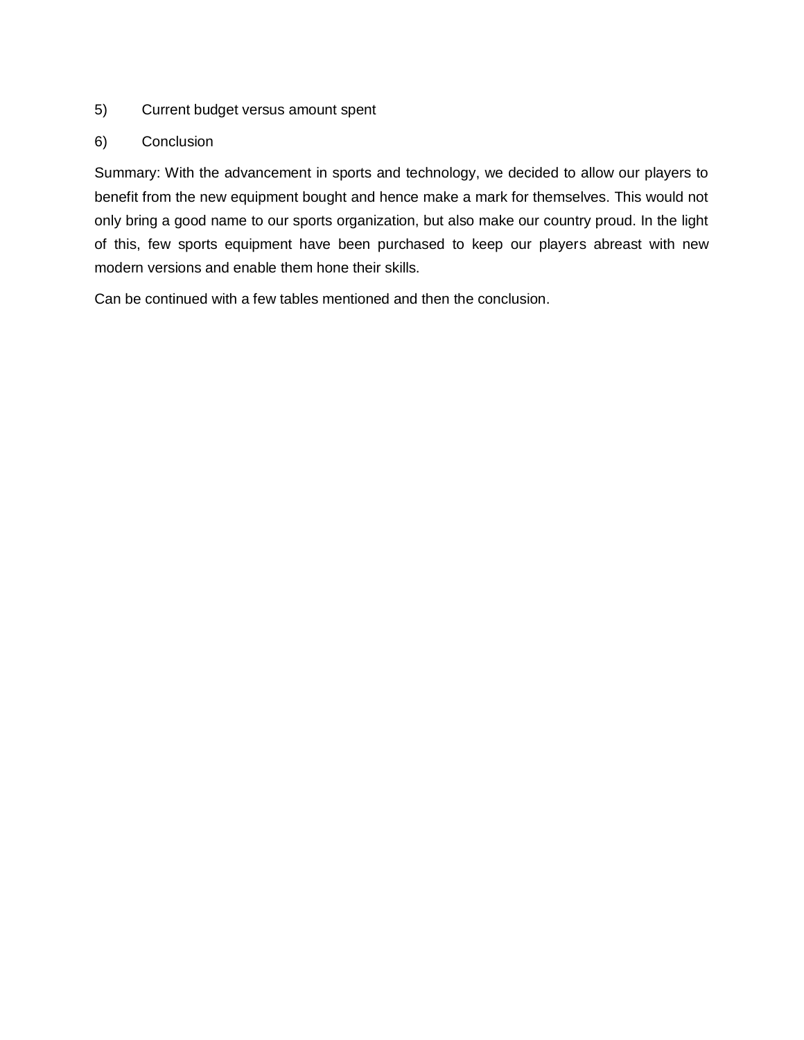5) Current budget versus amount spent

6) Conclusion

Summary: With the advancement in sports and technology, we decided to allow our players to benefit from the new equipment bought and hence make a mark for themselves. This would not only bring a good name to our sports organization, but also make our country proud. In the light of this, few sports equipment have been purchased to keep our players abreast with new modern versions and enable them hone their skills.

Can be continued with a few tables mentioned and then the conclusion.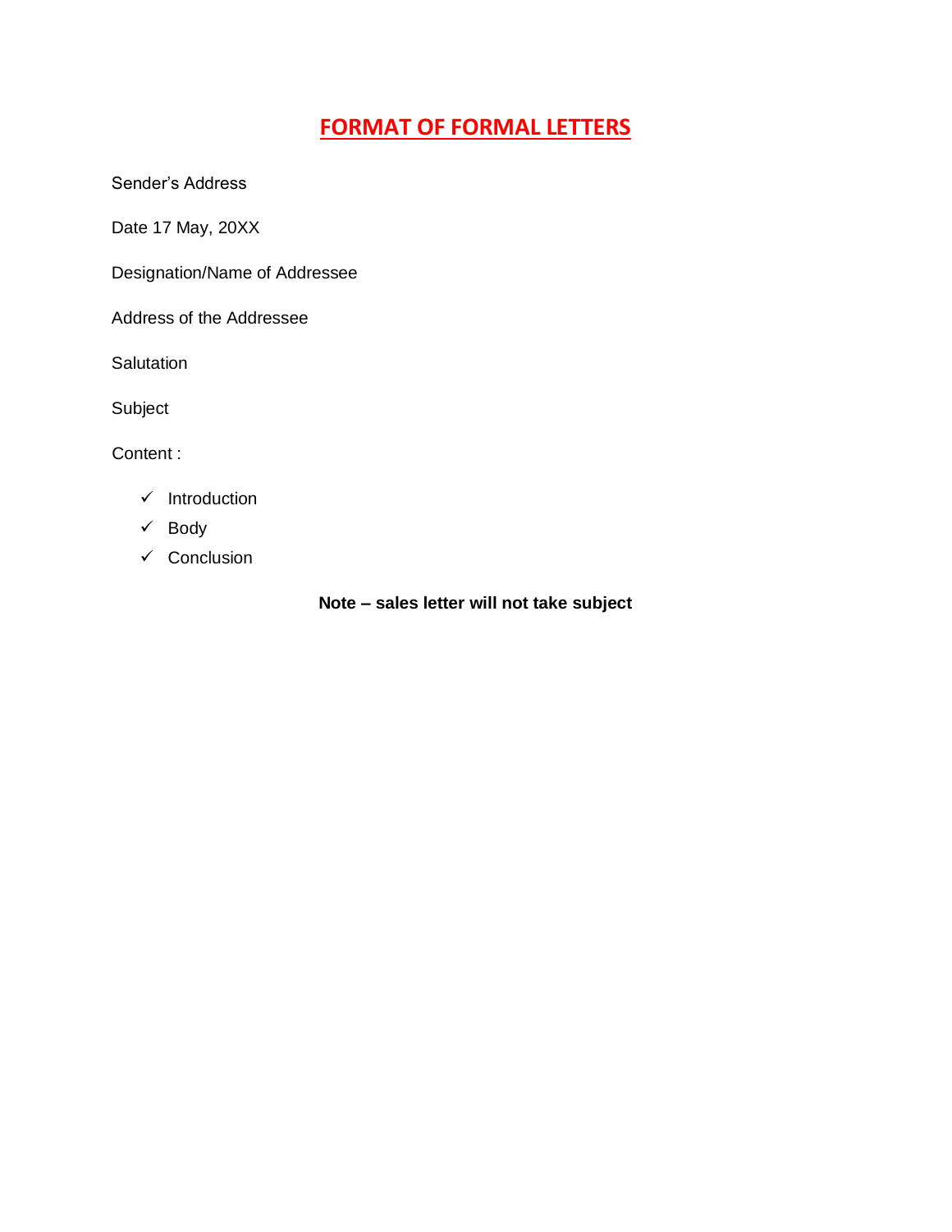# FORMAT OF FORMAL LETTERS

Sender's Address

Date 17 May, 20XX

Designation/Name of Addressee

Address of the Addressee

Salutation

Subject

Content :

- ✓ Introduction
- ✓ Body
- ✓ Conclusion

**Note – sales letter will not take subject**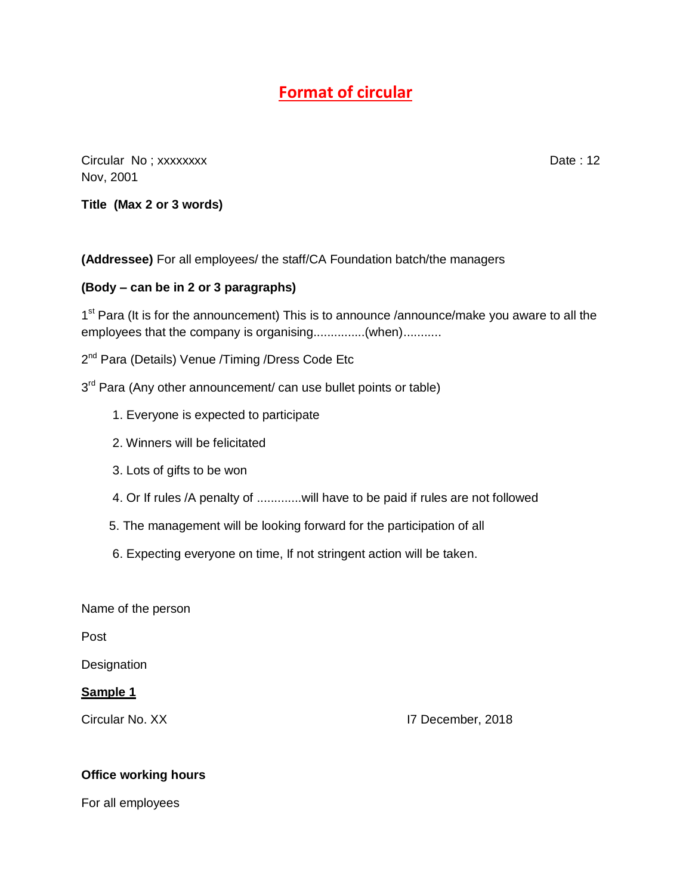# Format of circular

Circular No ; xxxxxxxx Date : 12 Nov, 2001

**Title (Max 2 or 3 words)**

**(Addressee)** For all employees/ the staff/CA Foundation batch/the managers

**(Body – can be in 2 or 3 paragraphs)**

1st Para (It is for the announcement) This is to announce /announce/make you aware to all the employees that the company is organising...............(when)...........

2nd Para (Details) Venue /Timing /Dress Code Etc

3rd Para (Any other announcement/ can use bullet points or table)

1. Everyone is expected to participate
2. Winners will be felicitated
3. Lots of gifts to be won
4. Or If rules /A penalty of .............will have to be paid if rules are not followed
5. The management will be looking forward for the participation of all
6. Expecting everyone on time, If not stringent action will be taken.

Name of the person

Post

Designation

**Sample 1**

Circular No. XX I7 December, 2018

**Office working hours**

For all employees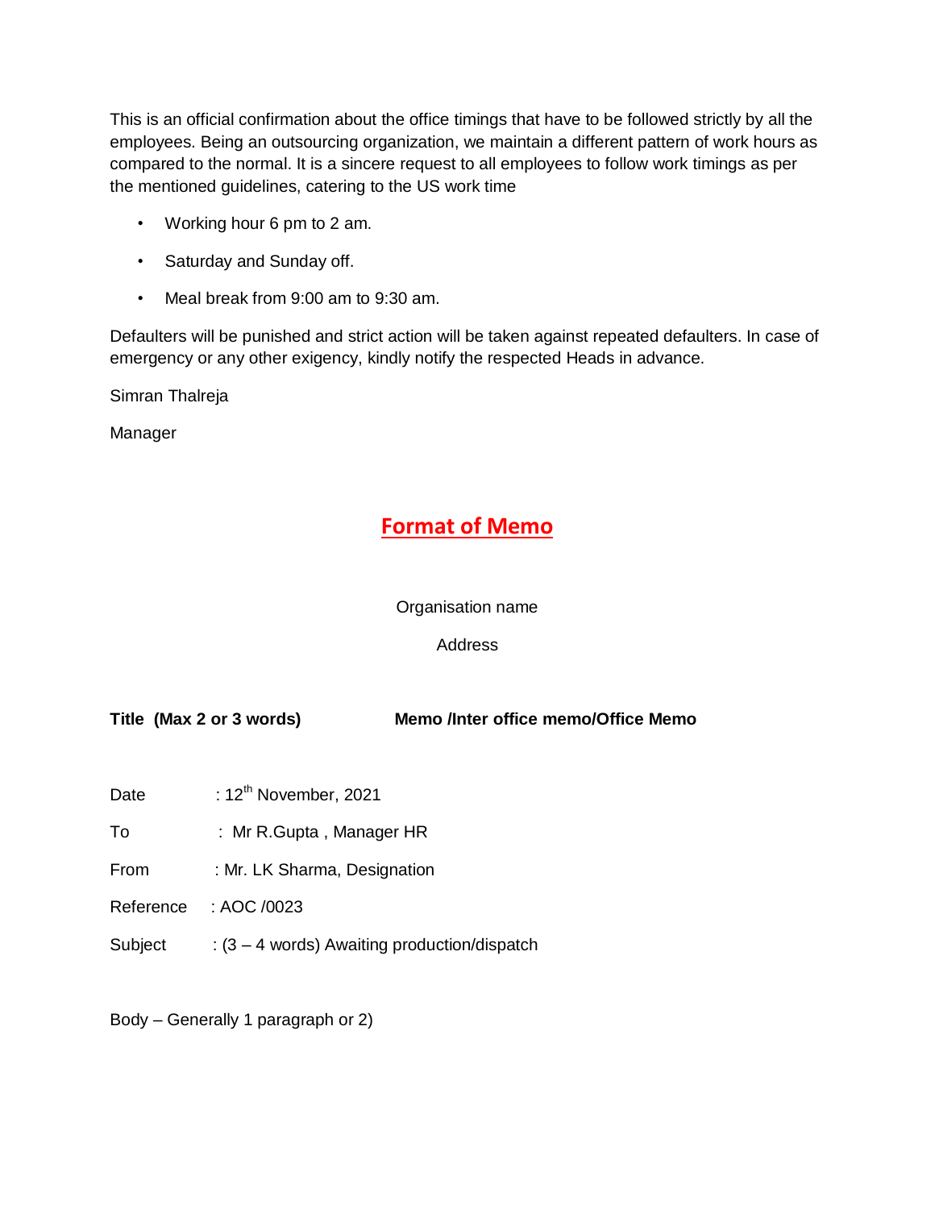This is an official confirmation about the office timings that have to be followed strictly by all the employees. Being an outsourcing organization, we maintain a different pattern of work hours as compared to the normal. It is a sincere request to all employees to follow work timings as per the mentioned guidelines, catering to the US work time

- Working hour 6 pm to 2 am.
- Saturday and Sunday off.
- Meal break from 9:00 am to 9:30 am.

Defaulters will be punished and strict action will be taken against repeated defaulters. In case of emergency or any other exigency, kindly notify the respected Heads in advance.

Simran Thalreja

Manager

## Format of Memo

Organisation name

Address

**Title (Max 2 or 3 words)** **Memo /Inter office memo/Office Memo**

Date : 12th November, 2021

To : Mr R.Gupta , Manager HR

From : Mr. LK Sharma, Designation

Reference : AOC /0023

Subject : (3 – 4 words) Awaiting production/dispatch

Body – Generally 1 paragraph or 2)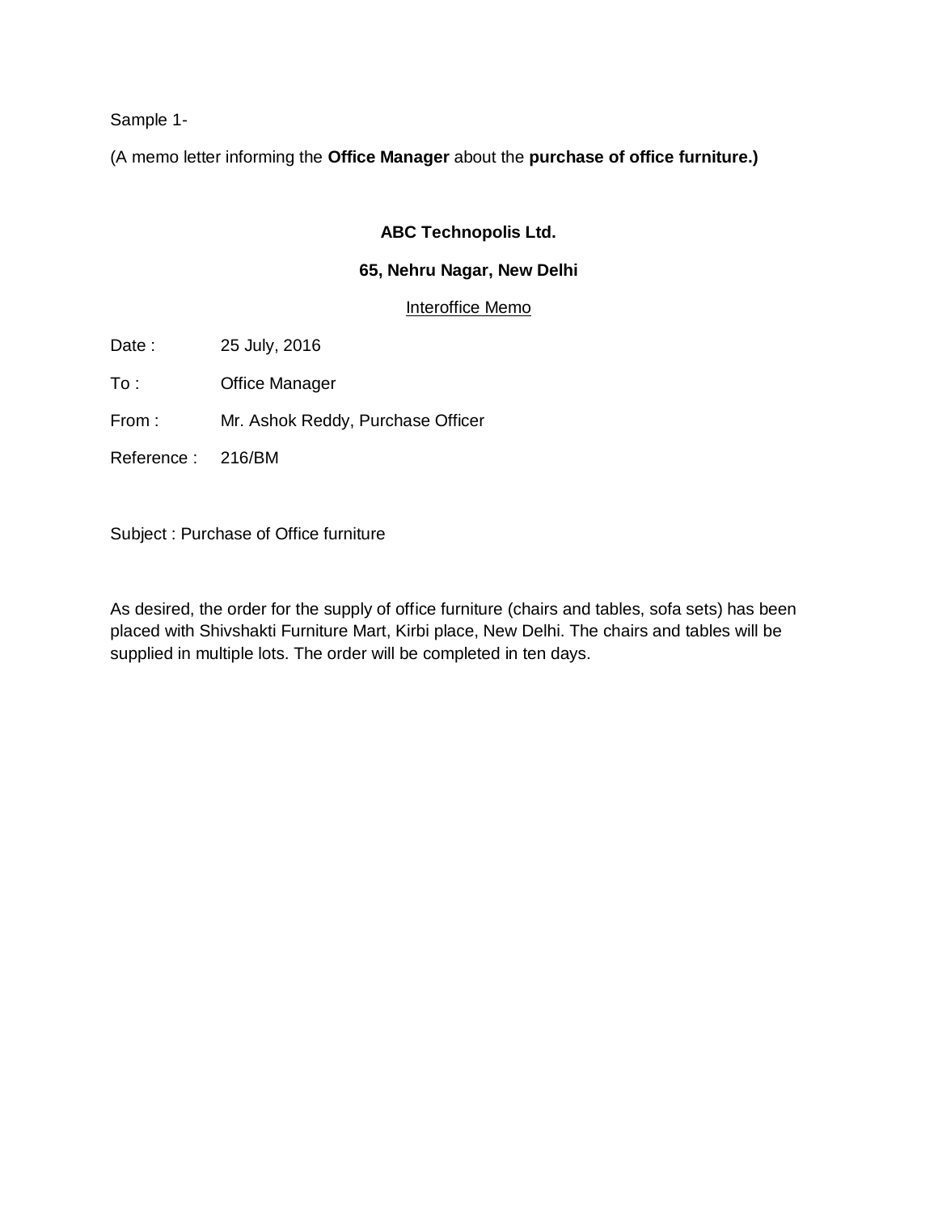Sample 1-

(A memo letter informing the **Office Manager** about the **purchase of office furniture.)**

**ABC Technopolis Ltd.**

**65, Nehru Nagar, New Delhi**

Interoffice Memo

Date : 25 July, 2016

To : Office Manager

From : Mr. Ashok Reddy, Purchase Officer

Reference : 216/BM

Subject : Purchase of Office furniture

As desired, the order for the supply of office furniture (chairs and tables, sofa sets) has been placed with Shivshakti Furniture Mart, Kirbi place, New Delhi. The chairs and tables will be supplied in multiple lots. The order will be completed in ten days.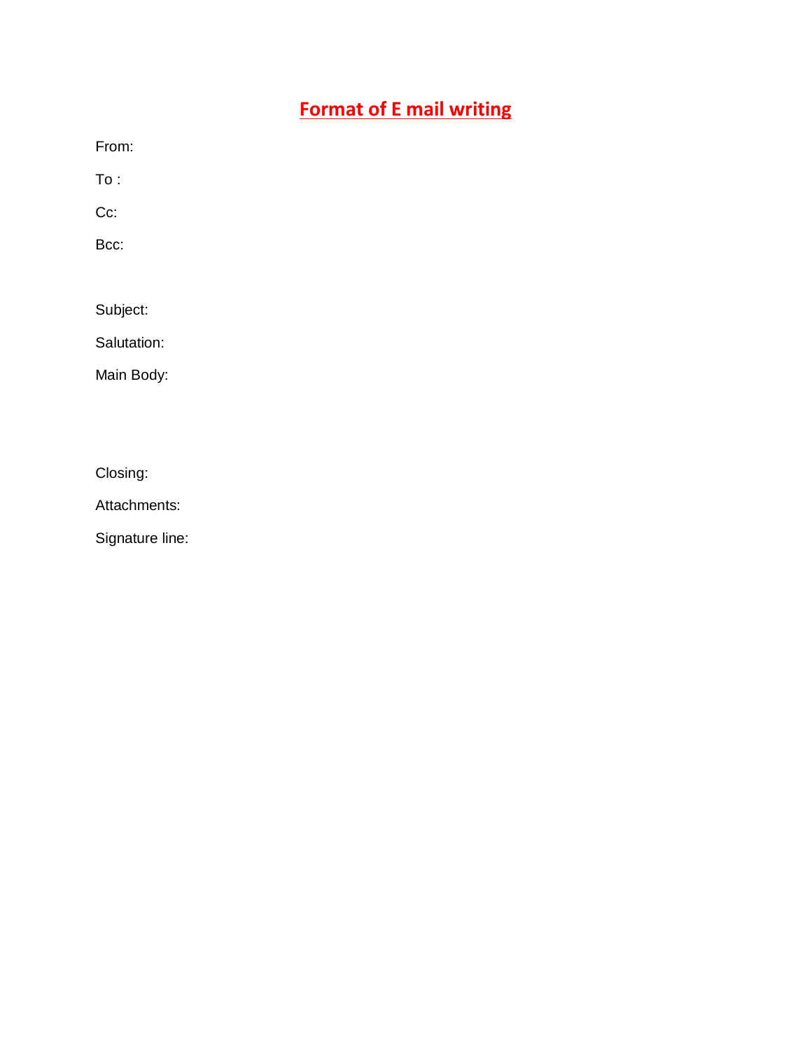# Format of E mail writing

From:

To :

Cc:

Bcc:

Subject:

Salutation:

Main Body:

Closing:

Attachments:

Signature line: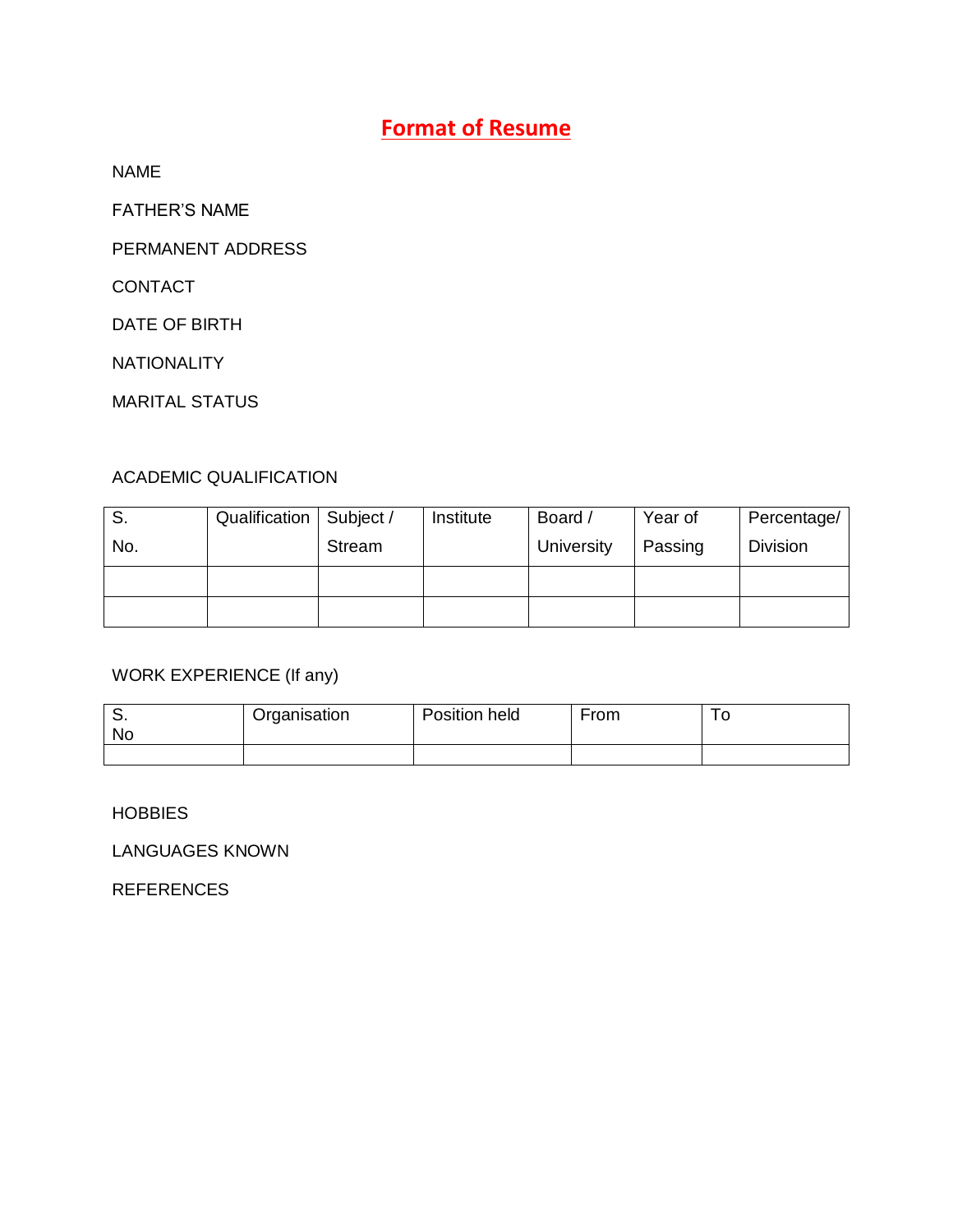# Format of Resume

NAME

FATHER'S NAME

PERMANENT ADDRESS

CONTACT

DATE OF BIRTH

NATIONALITY

MARITAL STATUS

ACADEMIC QUALIFICATION

| S. No. | Qualification | Subject / Stream | Institute | Board / University | Year of Passing | Percentage/ Division |
|---|---|---|---|---|---|---|
| | | | | | | |
| | | | | | | |

WORK EXPERIENCE (If any)

| S. No | Organisation | Position held | From | To |
|---|---|---|---|---|
| | | | | |

HOBBIES

LANGUAGES KNOWN

REFERENCES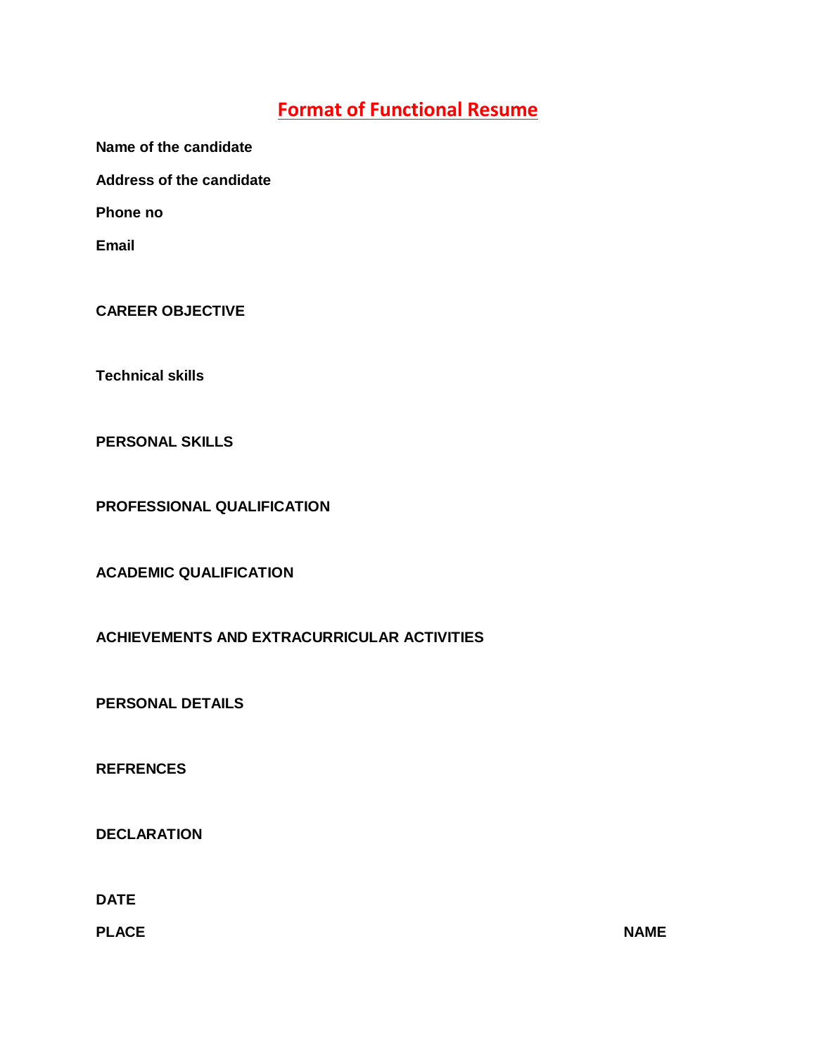# Format of Functional Resume

**Name of the candidate**

**Address of the candidate**

**Phone no**

**Email**

**CAREER OBJECTIVE**

**Technical skills**

**PERSONAL SKILLS**

**PROFESSIONAL QUALIFICATION**

**ACADEMIC QUALIFICATION**

**ACHIEVEMENTS AND EXTRACURRICULAR ACTIVITIES**

**PERSONAL DETAILS**

**REFRENCES**

**DECLARATION**

**DATE**

**PLACE** **NAME**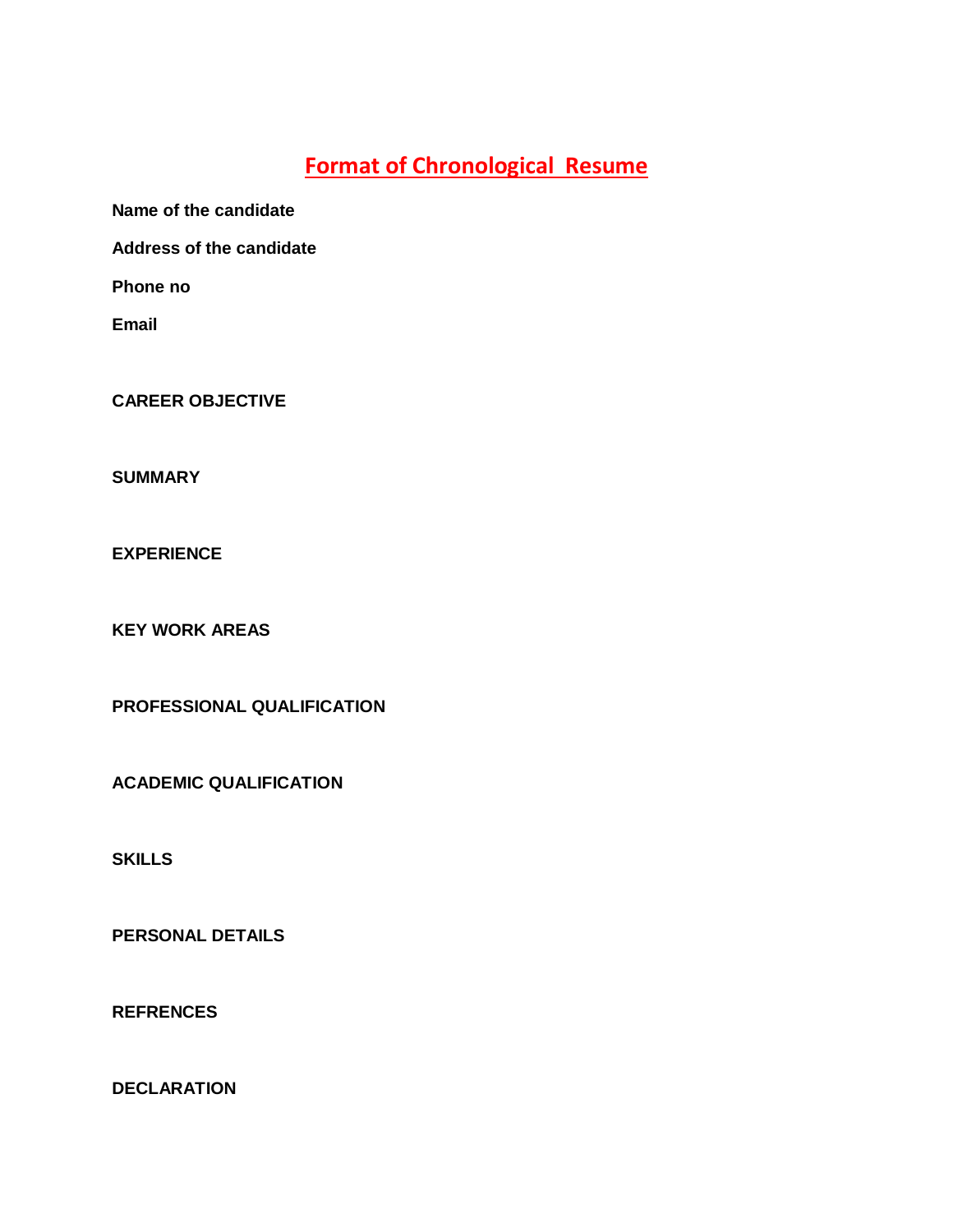# Format of Chronological Resume

**Name of the candidate**

**Address of the candidate**

**Phone no**

**Email**

**CAREER OBJECTIVE**

**SUMMARY**

**EXPERIENCE**

**KEY WORK AREAS**

**PROFESSIONAL QUALIFICATION**

**ACADEMIC QUALIFICATION**

**SKILLS**

**PERSONAL DETAILS**

**REFRENCES**

**DECLARATION**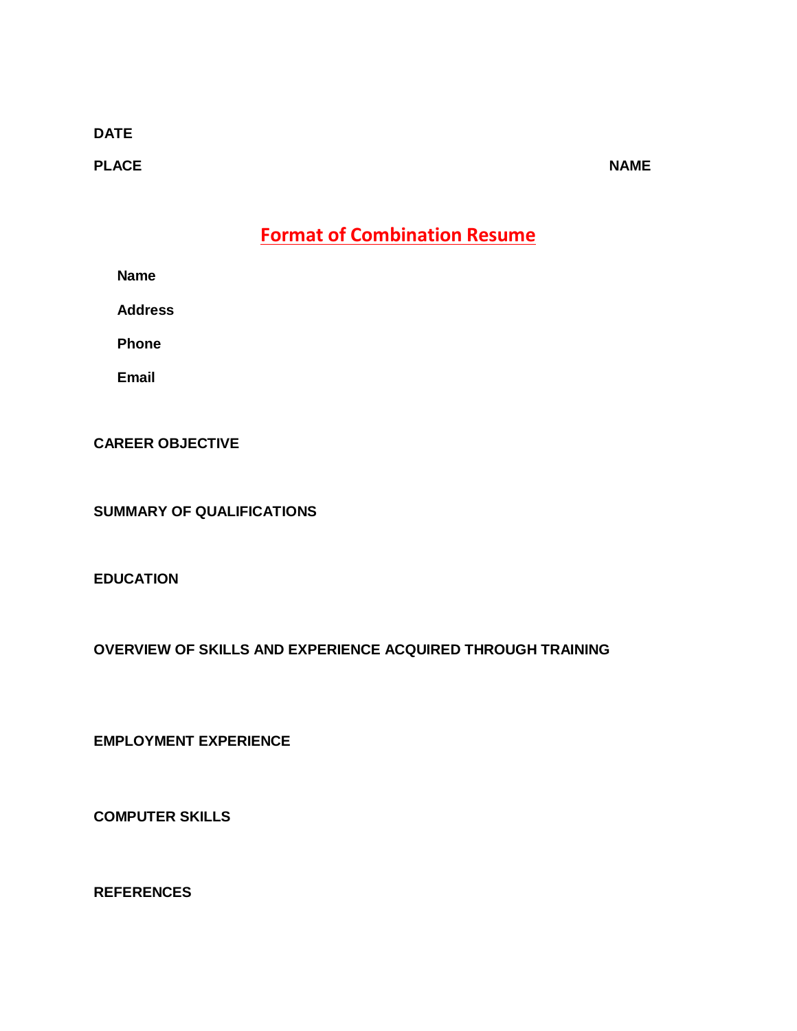**DATE**

**PLACE** **NAME**

# Format of Combination Resume

**Name**

**Address**

**Phone**

**Email**

**CAREER OBJECTIVE**

**SUMMARY OF QUALIFICATIONS**

**EDUCATION**

**OVERVIEW OF SKILLS AND EXPERIENCE ACQUIRED THROUGH TRAINING**

**EMPLOYMENT EXPERIENCE**

**COMPUTER SKILLS**

**REFERENCES**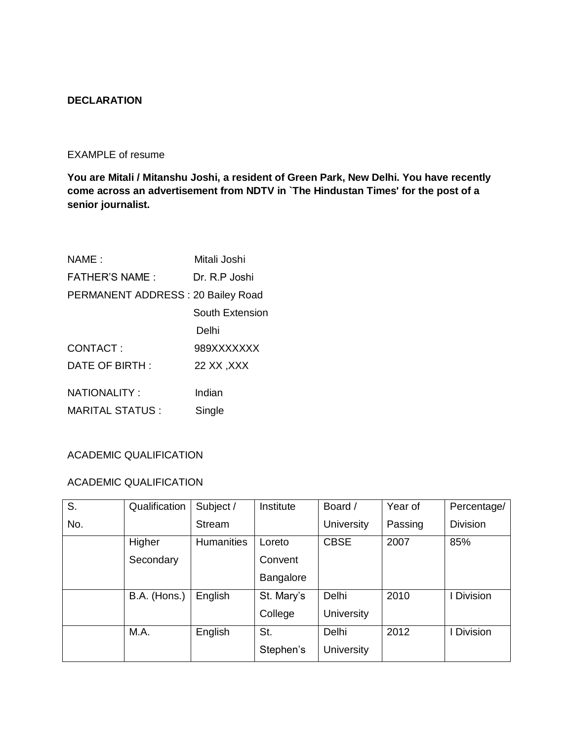**DECLARATION**

EXAMPLE of resume

**You are Mitali / Mitanshu Joshi, a resident of Green Park, New Delhi. You have recently come across an advertisement from NDTV in `The Hindustan Times' for the post of a senior journalist.**

NAME : Mitali Joshi

FATHER'S NAME : Dr. R.P Joshi

PERMANENT ADDRESS : 20 Bailey Road
South Extension
Delhi

CONTACT : 989XXXXXXX

DATE OF BIRTH : 22 XX ,XXX

NATIONALITY : Indian

MARITAL STATUS : Single

ACADEMIC QUALIFICATION

ACADEMIC QUALIFICATION

| S. No. | Qualification | Subject / Stream | Institute | Board / University | Year of Passing | Percentage/ Division |
|---|---|---|---|---|---|---|
| | Higher Secondary | Humanities | Loreto Convent Bangalore | CBSE | 2007 | 85% |
| | B.A. (Hons.) | English | St. Mary's College | Delhi University | 2010 | I Division |
| | M.A. | English | St. Stephen's | Delhi University | 2012 | I Division |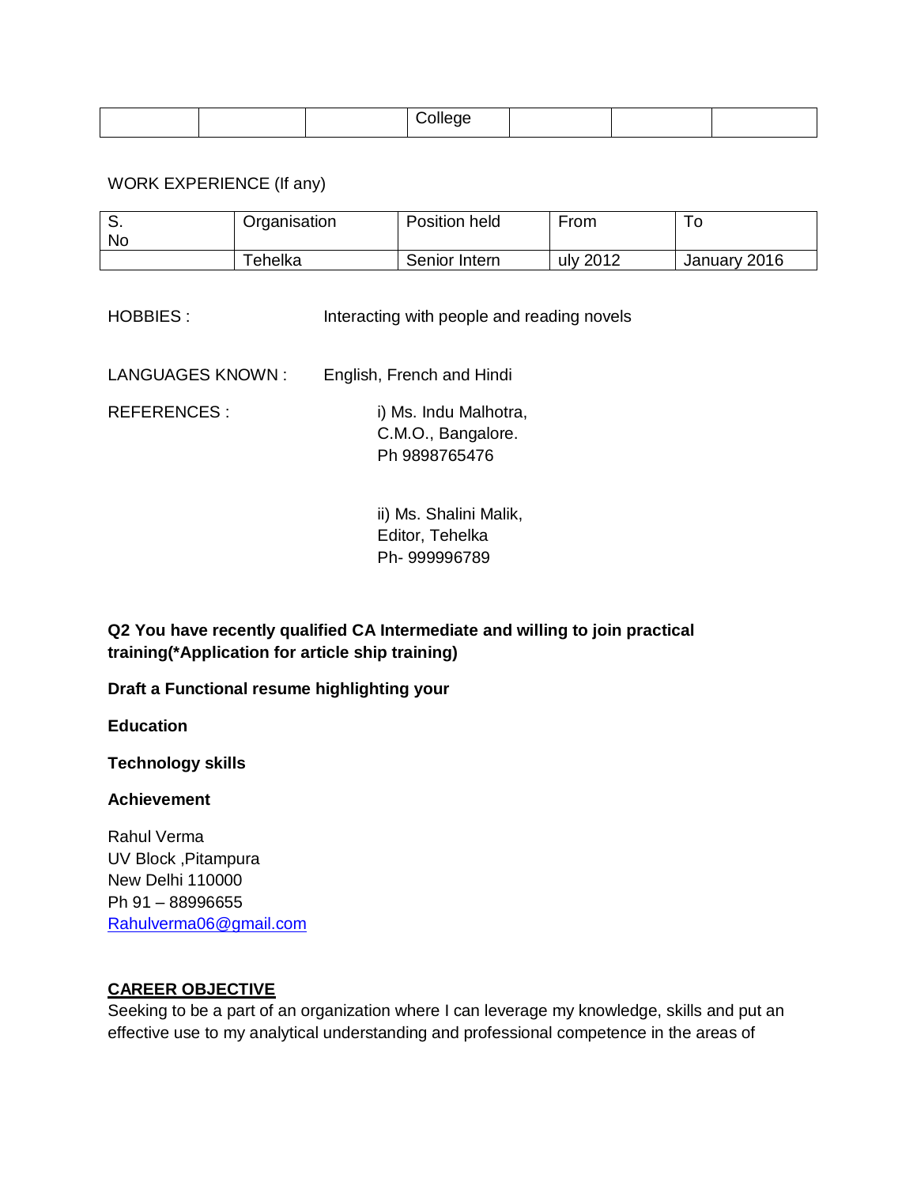| | | | College | | | |
|---|---|---|---|---|---|---|

WORK EXPERIENCE (If any)

| S. No | Organisation | Position held | From | To |
|---|---|---|---|---|
| | Tehelka | Senior Intern | uly 2012 | January 2016 |

HOBBIES : Interacting with people and reading novels

LANGUAGES KNOWN : English, French and Hindi

REFERENCES :

i) Ms. Indu Malhotra,
C.M.O., Bangalore.
Ph 9898765476

ii) Ms. Shalini Malik,
Editor, Tehelka
Ph- 999996789

**Q2 You have recently qualified CA Intermediate and willing to join practical training(*Application for article ship training)**

**Draft a Functional resume highlighting your**

**Education**

**Technology skills**

**Achievement**

Rahul Verma
UV Block ,Pitampura
New Delhi 110000
Ph 91 – 88996655
Rahulverma06@gmail.com

**CAREER OBJECTIVE**

Seeking to be a part of an organization where I can leverage my knowledge, skills and put an effective use to my analytical understanding and professional competence in the areas of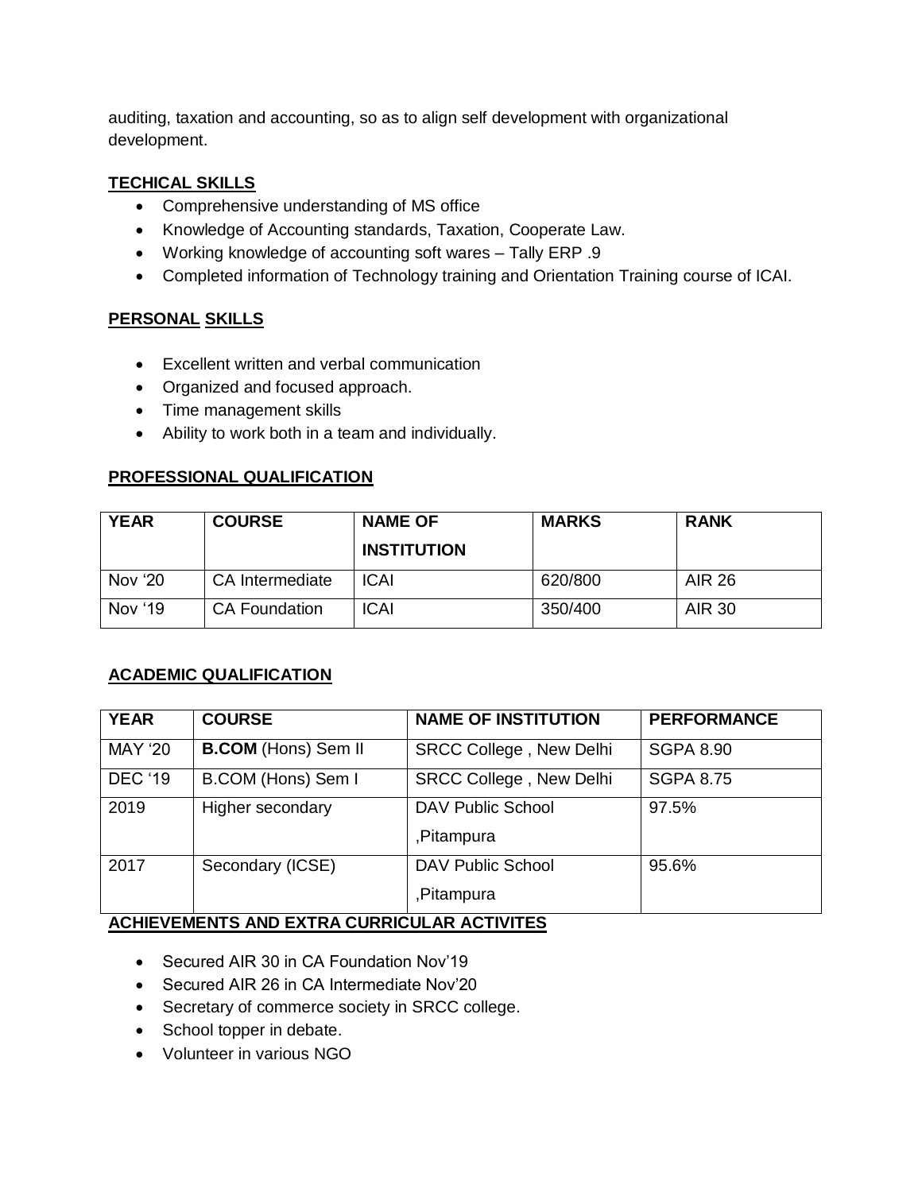auditing, taxation and accounting, so as to align self development with organizational development.

**TECHICAL SKILLS**

- Comprehensive understanding of MS office
- Knowledge of Accounting standards, Taxation, Cooperate Law.
- Working knowledge of accounting soft wares – Tally ERP .9
- Completed information of Technology training and Orientation Training course of ICAI.

**PERSONAL SKILLS**

- Excellent written and verbal communication
- Organized and focused approach.
- Time management skills
- Ability to work both in a team and individually.

**PROFESSIONAL QUALIFICATION**

| YEAR | COURSE | NAME OF INSTITUTION | MARKS | RANK |
|---|---|---|---|---|
| Nov '20 | CA Intermediate | ICAI | 620/800 | AIR 26 |
| Nov '19 | CA Foundation | ICAI | 350/400 | AIR 30 |

**ACADEMIC QUALIFICATION**

| YEAR | COURSE | NAME OF INSTITUTION | PERFORMANCE |
|---|---|---|---|
| MAY '20 | **B.COM** (Hons) Sem II | SRCC College , New Delhi | SGPA 8.90 |
| DEC '19 | B.COM (Hons) Sem I | SRCC College , New Delhi | SGPA 8.75 |
| 2019 | Higher secondary | DAV Public School ,Pitampura | 97.5% |
| 2017 | Secondary (ICSE) | DAV Public School ,Pitampura | 95.6% |

**ACHIEVEMENTS AND EXTRA CURRICULAR ACTIVITES**

- Secured AIR 30 in CA Foundation Nov'19
- Secured AIR 26 in CA Intermediate Nov'20
- Secretary of commerce society in SRCC college.
- School topper in debate.
- Volunteer in various NGO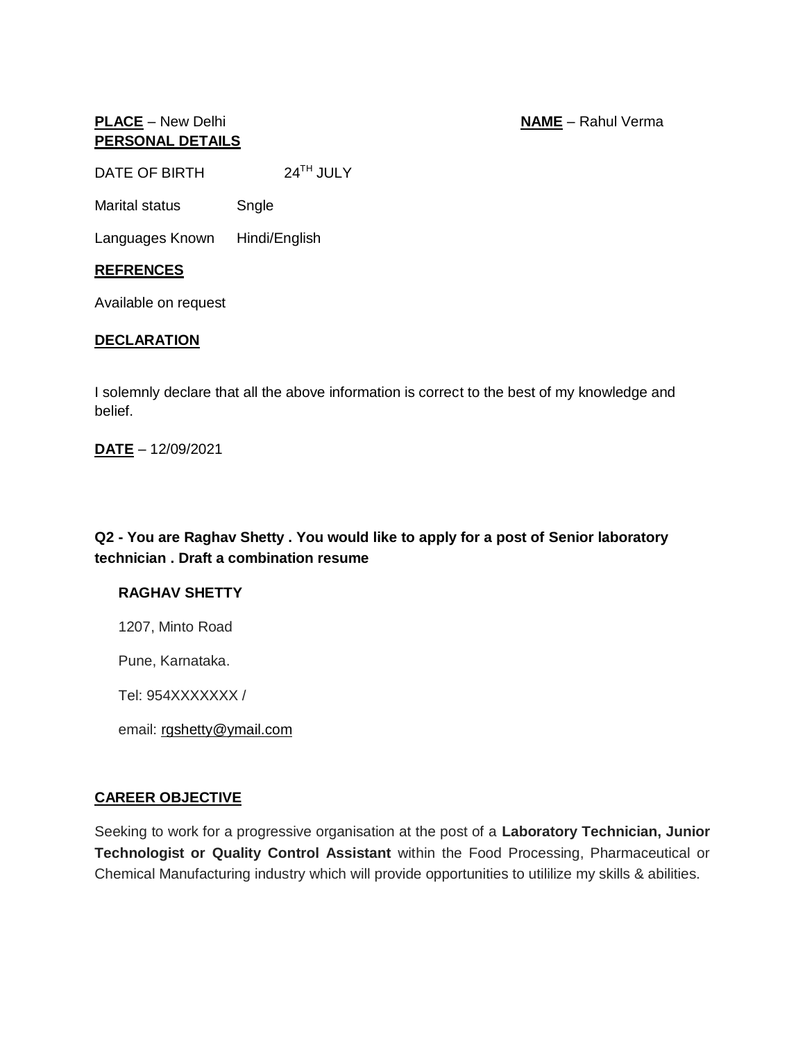**PLACE** – New Delhi **NAME** – Rahul Verma

**PERSONAL DETAILS**

DATE OF BIRTH 24TH JULY

Marital status Sngle

Languages Known Hindi/English

**REFRENCES**

Available on request

**DECLARATION**

I solemnly declare that all the above information is correct to the best of my knowledge and belief.

**DATE** – 12/09/2021

**Q2 - You are Raghav Shetty . You would like to apply for a post of Senior laboratory technician . Draft a combination resume**

**RAGHAV SHETTY**

1207, Minto Road

Pune, Karnataka.

Tel: 954XXXXXXX /

email: rgshetty@ymail.com

**CAREER OBJECTIVE**

Seeking to work for a progressive organisation at the post of a **Laboratory Technician, Junior Technologist or Quality Control Assistant** within the Food Processing, Pharmaceutical or Chemical Manufacturing industry which will provide opportunities to utililize my skills & abilities.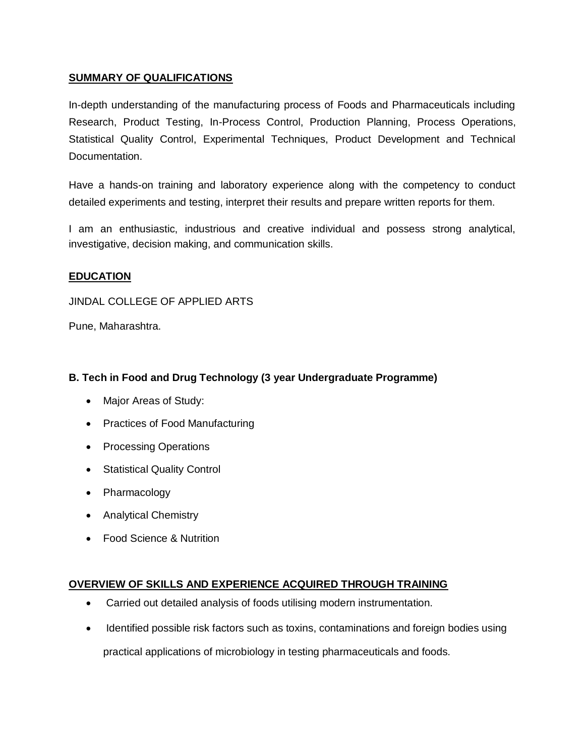**SUMMARY OF QUALIFICATIONS**

In-depth understanding of the manufacturing process of Foods and Pharmaceuticals including Research, Product Testing, In-Process Control, Production Planning, Process Operations, Statistical Quality Control, Experimental Techniques, Product Development and Technical Documentation.

Have a hands-on training and laboratory experience along with the competency to conduct detailed experiments and testing, interpret their results and prepare written reports for them.

I am an enthusiastic, industrious and creative individual and possess strong analytical, investigative, decision making, and communication skills.

**EDUCATION**

JINDAL COLLEGE OF APPLIED ARTS

Pune, Maharashtra.

**B. Tech in Food and Drug Technology (3 year Undergraduate Programme)**

- Major Areas of Study:
- Practices of Food Manufacturing
- Processing Operations
- Statistical Quality Control
- Pharmacology
- Analytical Chemistry
- Food Science & Nutrition

**OVERVIEW OF SKILLS AND EXPERIENCE ACQUIRED THROUGH TRAINING**

- Carried out detailed analysis of foods utilising modern instrumentation.
- Identified possible risk factors such as toxins, contaminations and foreign bodies using practical applications of microbiology in testing pharmaceuticals and foods.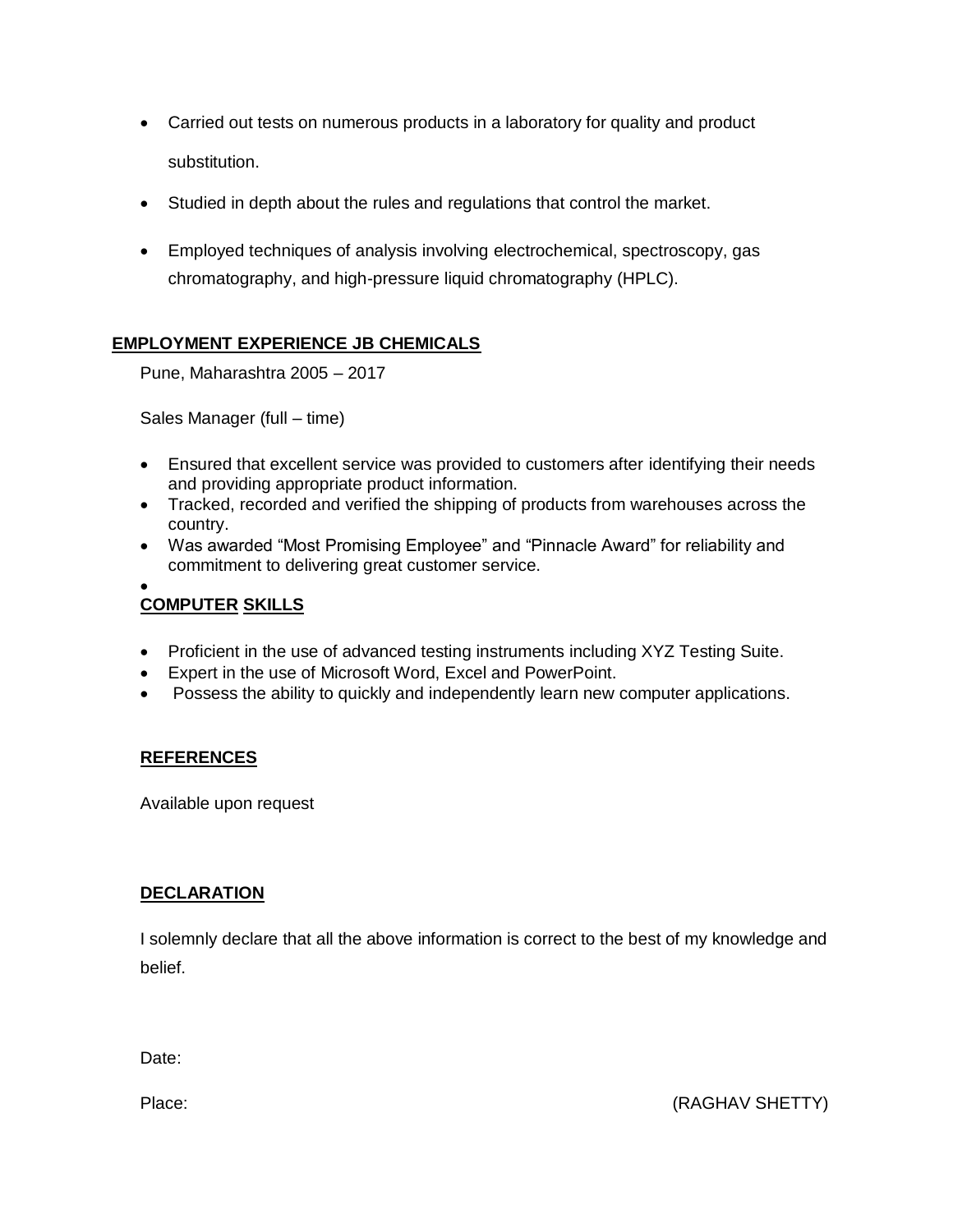- Carried out tests on numerous products in a laboratory for quality and product substitution.
- Studied in depth about the rules and regulations that control the market.
- Employed techniques of analysis involving electrochemical, spectroscopy, gas chromatography, and high-pressure liquid chromatography (HPLC).

## EMPLOYMENT EXPERIENCE JB CHEMICALS

Pune, Maharashtra 2005 – 2017

Sales Manager (full – time)

- Ensured that excellent service was provided to customers after identifying their needs and providing appropriate product information.
- Tracked, recorded and verified the shipping of products from warehouses across the country.
- Was awarded "Most Promising Employee" and "Pinnacle Award" for reliability and commitment to delivering great customer service.

## COMPUTER SKILLS

- Proficient in the use of advanced testing instruments including XYZ Testing Suite.
- Expert in the use of Microsoft Word, Excel and PowerPoint.
- Possess the ability to quickly and independently learn new computer applications.

## REFERENCES

Available upon request

## DECLARATION

I solemnly declare that all the above information is correct to the best of my knowledge and belief.

Date:

Place: (RAGHAV SHETTY)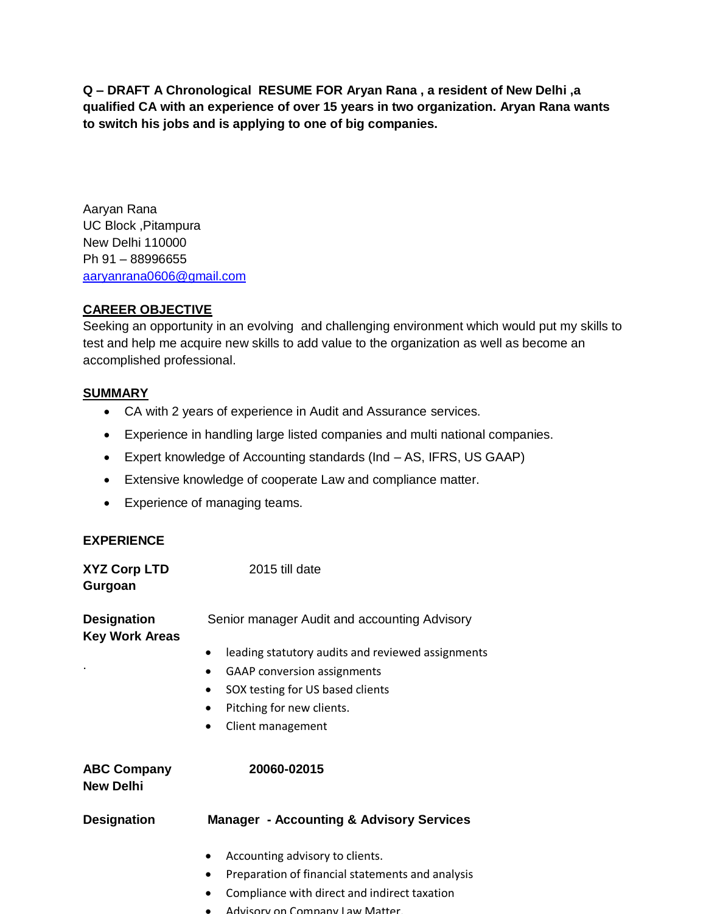**Q – DRAFT A Chronological RESUME FOR Aryan Rana , a resident of New Delhi ,a qualified CA with an experience of over 15 years in two organization. Aryan Rana wants to switch his jobs and is applying to one of big companies.**

Aaryan Rana
UC Block ,Pitampura
New Delhi 110000
Ph 91 – 88996655
aaryanrana0606@gmail.com

**CAREER OBJECTIVE**

Seeking an opportunity in an evolving and challenging environment which would put my skills to test and help me acquire new skills to add value to the organization as well as become an accomplished professional.

**SUMMARY**

- CA with 2 years of experience in Audit and Assurance services.
- Experience in handling large listed companies and multi national companies.
- Expert knowledge of Accounting standards (Ind – AS, IFRS, US GAAP)
- Extensive knowledge of cooperate Law and compliance matter.
- Experience of managing teams.

**EXPERIENCE**

**XYZ Corp LTD**
**Gurgoan**
2015 till date

**Designation** Senior manager Audit and accounting Advisory

**Key Work Areas**

.

- leading statutory audits and reviewed assignments
- GAAP conversion assignments
- SOX testing for US based clients
- Pitching for new clients.
- Client management

**ABC Company**
**New Delhi**
**20060-02015**

**Designation** **Manager - Accounting & Advisory Services**

- Accounting advisory to clients.
- Preparation of financial statements and analysis
- Compliance with direct and indirect taxation
- Advisory on Company Law Matter.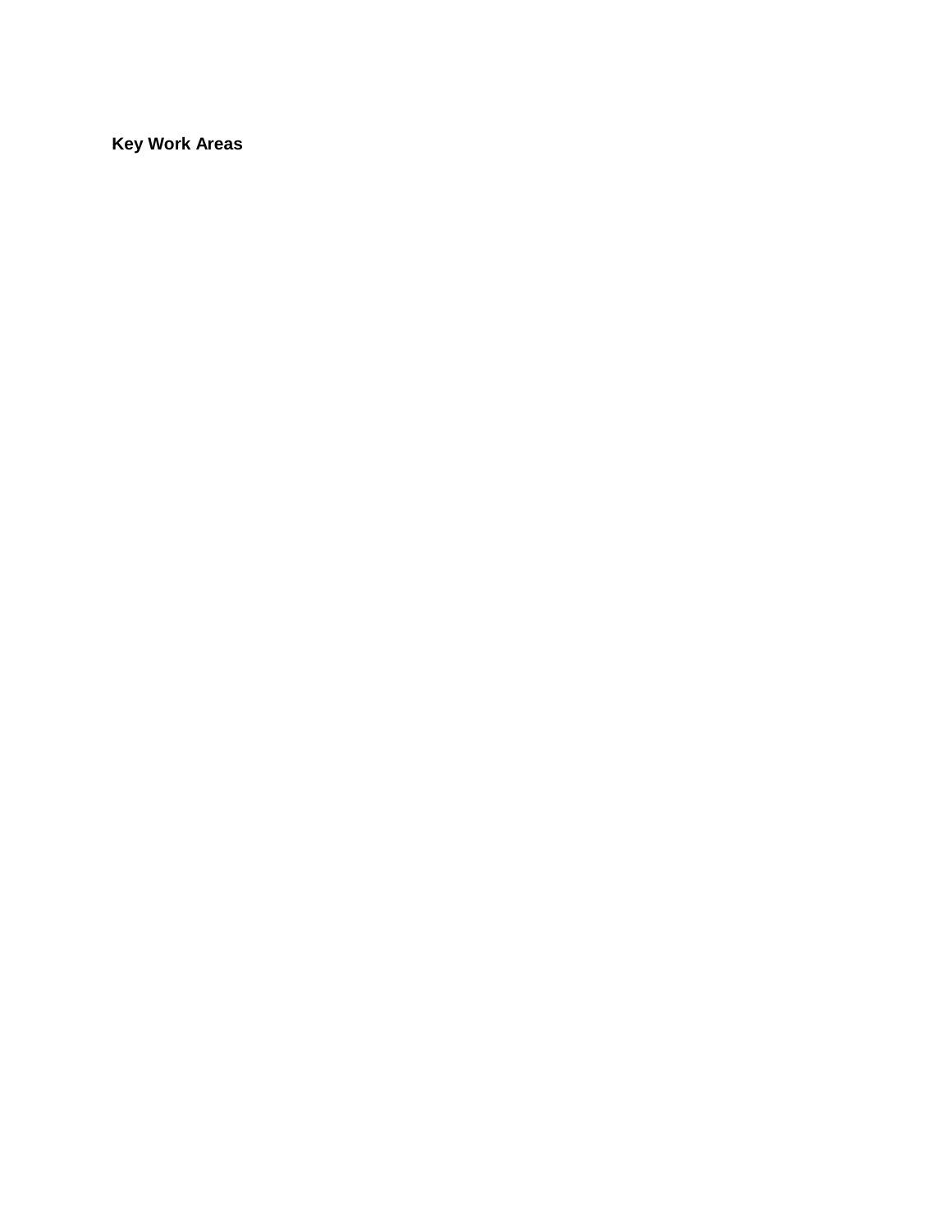## Key Work Areas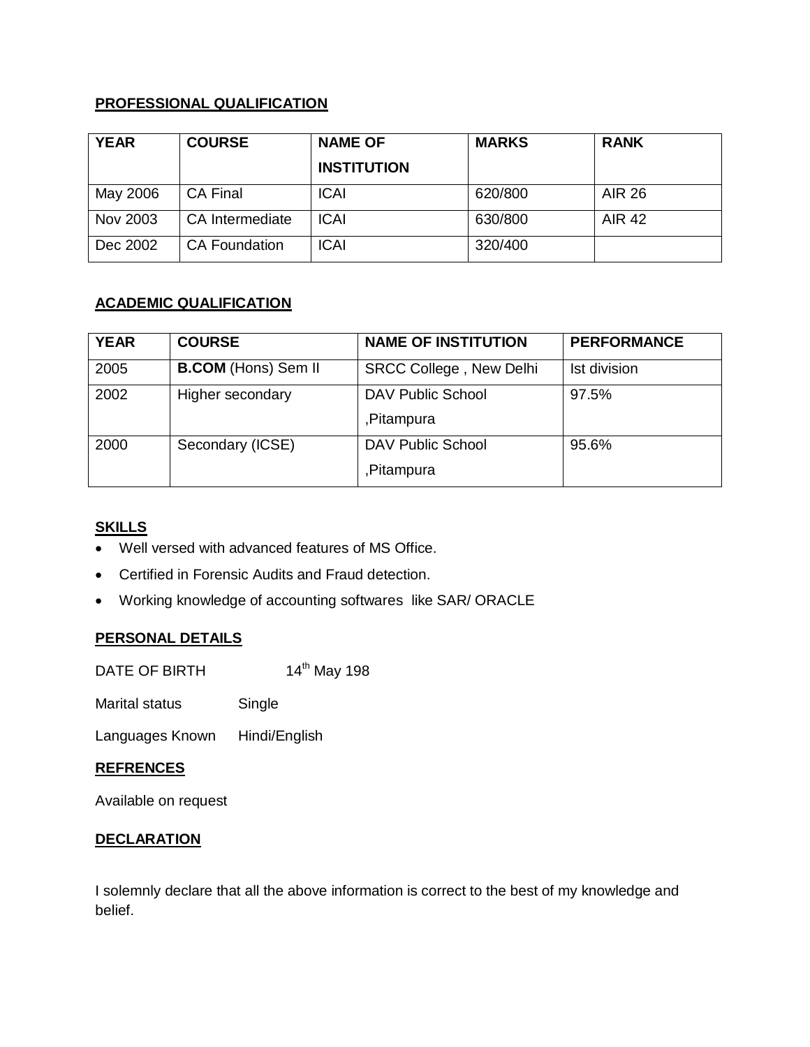**PROFESSIONAL QUALIFICATION**

| YEAR | COURSE | NAME OF INSTITUTION | MARKS | RANK |
|---|---|---|---|---|
| May 2006 | CA Final | ICAI | 620/800 | AIR 26 |
| Nov 2003 | CA Intermediate | ICAI | 630/800 | AIR 42 |
| Dec 2002 | CA Foundation | ICAI | 320/400 | |

**ACADEMIC QUALIFICATION**

| YEAR | COURSE | NAME OF INSTITUTION | PERFORMANCE |
|---|---|---|---|
| 2005 | **B.COM** (Hons) Sem II | SRCC College , New Delhi | Ist division |
| 2002 | Higher secondary | DAV Public School ,Pitampura | 97.5% |
| 2000 | Secondary (ICSE) | DAV Public School ,Pitampura | 95.6% |

**SKILLS**

- Well versed with advanced features of MS Office.
- Certified in Forensic Audits and Fraud detection.
- Working knowledge of accounting softwares like SAR/ ORACLE

**PERSONAL DETAILS**

DATE OF BIRTH 14th May 198

Marital status Single

Languages Known Hindi/English

**REFRENCES**

Available on request

**DECLARATION**

I solemnly declare that all the above information is correct to the best of my knowledge and belief.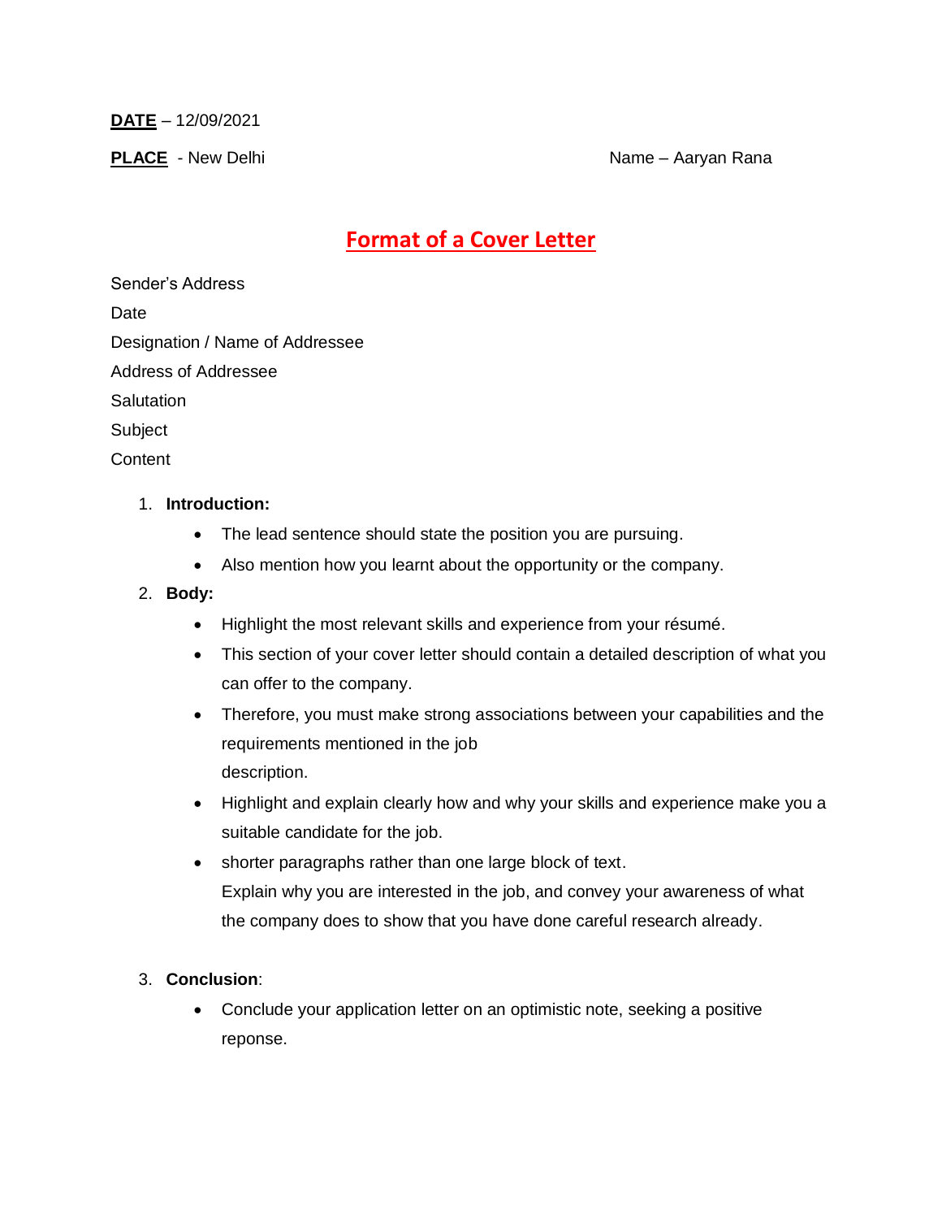**DATE** – 12/09/2021

**PLACE** - New Delhi

Name – Aaryan Rana

# Format of a Cover Letter

Sender's Address

Date

Designation / Name of Addressee

Address of Addressee

Salutation

Subject

Content

1. **Introduction:**
   - The lead sentence should state the position you are pursuing.
   - Also mention how you learnt about the opportunity or the company.
2. **Body:**
   - Highlight the most relevant skills and experience from your résumé.
   - This section of your cover letter should contain a detailed description of what you can offer to the company.
   - Therefore, you must make strong associations between your capabilities and the requirements mentioned in the job description.
   - Highlight and explain clearly how and why your skills and experience make you a suitable candidate for the job.
   - shorter paragraphs rather than one large block of text.
     Explain why you are interested in the job, and convey your awareness of what the company does to show that you have done careful research already.
3. **Conclusion**:
   - Conclude your application letter on an optimistic note, seeking a positive reponse.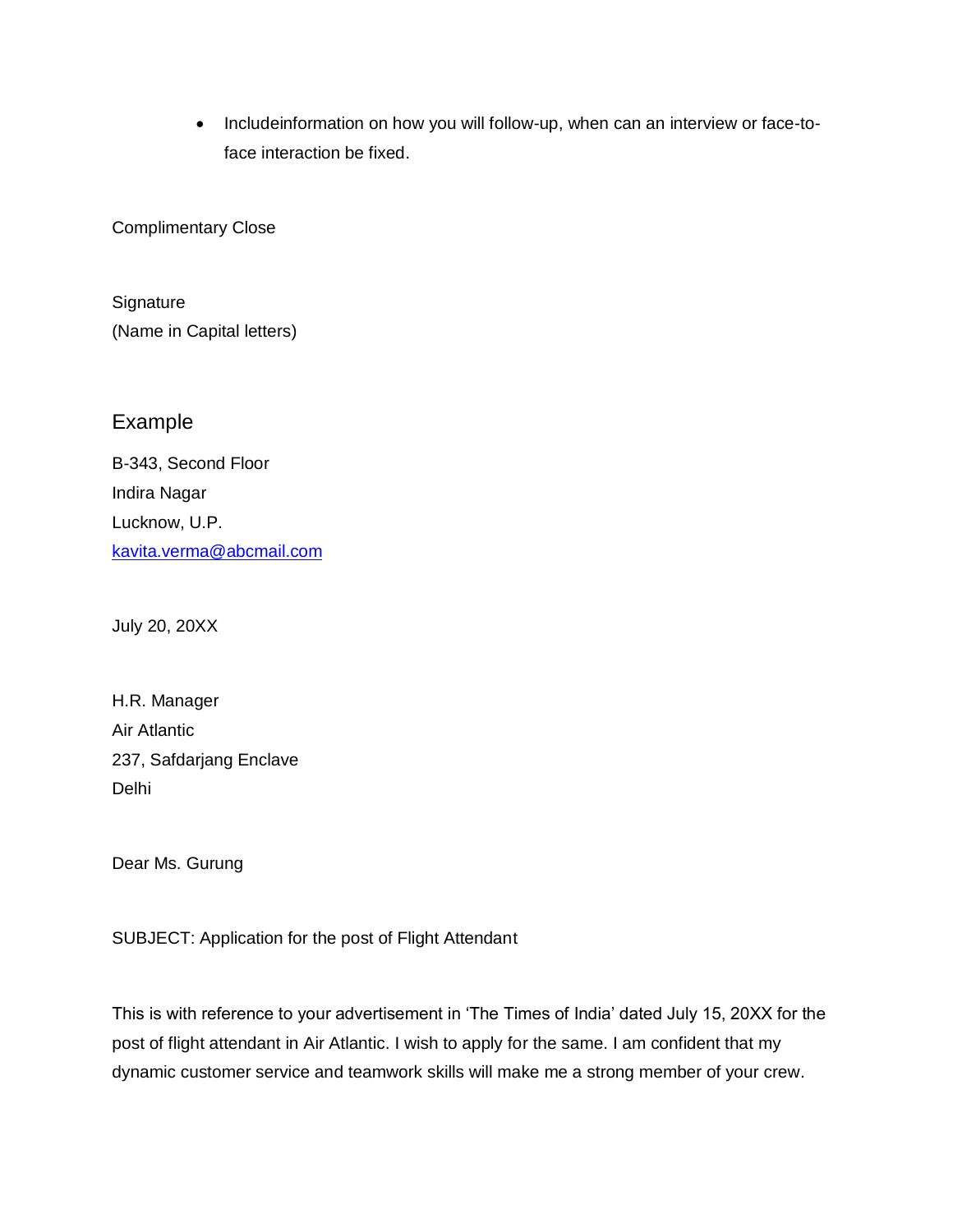- Includeinformation on how you will follow-up, when can an interview or face-to-face interaction be fixed.

Complimentary Close

Signature
(Name in Capital letters)

## Example

B-343, Second Floor
Indira Nagar
Lucknow, U.P.
kavita.verma@abcmail.com

July 20, 20XX

H.R. Manager
Air Atlantic
237, Safdarjang Enclave
Delhi

Dear Ms. Gurung

SUBJECT: Application for the post of Flight Attendant

This is with reference to your advertisement in 'The Times of India' dated July 15, 20XX for the post of flight attendant in Air Atlantic. I wish to apply for the same. I am confident that my dynamic customer service and teamwork skills will make me a strong member of your crew.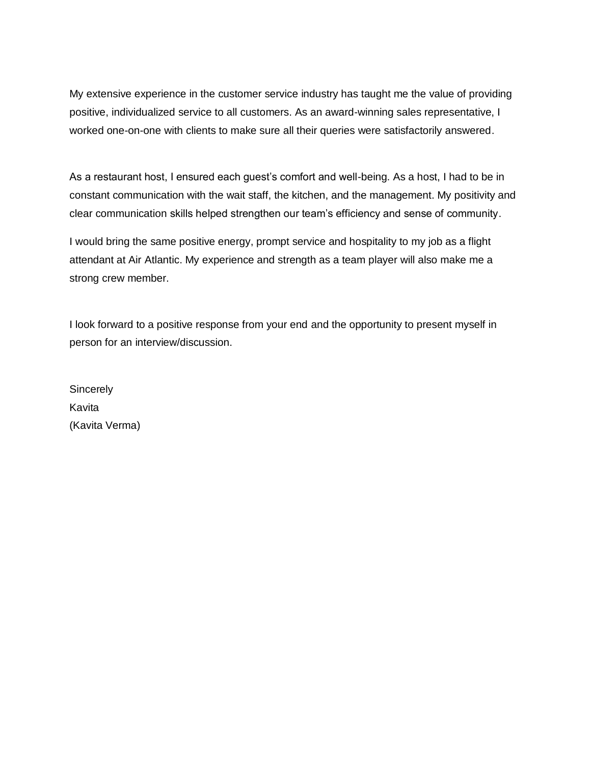My extensive experience in the customer service industry has taught me the value of providing positive, individualized service to all customers. As an award-winning sales representative, I worked one-on-one with clients to make sure all their queries were satisfactorily answered.

As a restaurant host, I ensured each guest's comfort and well-being. As a host, I had to be in constant communication with the wait staff, the kitchen, and the management. My positivity and clear communication skills helped strengthen our team's efficiency and sense of community.

I would bring the same positive energy, prompt service and hospitality to my job as a flight attendant at Air Atlantic. My experience and strength as a team player will also make me a strong crew member.

I look forward to a positive response from your end and the opportunity to present myself in person for an interview/discussion.

Sincerely  
Kavita  
(Kavita Verma)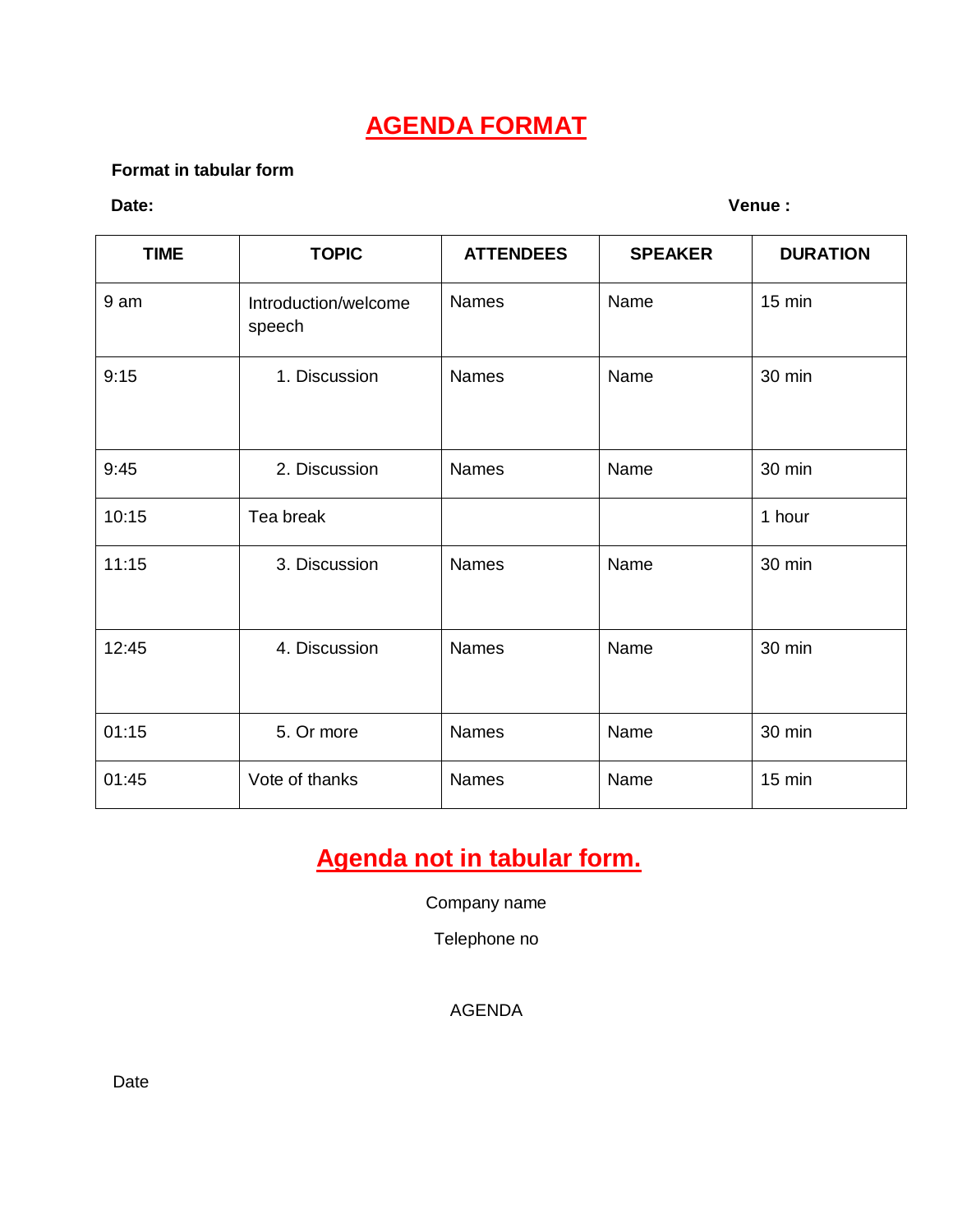# AGENDA FORMAT

**Format in tabular form**

**Date:** **Venue :**

| TIME | TOPIC | ATTENDEES | SPEAKER | DURATION |
|---|---|---|---|---|
| 9 am | Introduction/welcome speech | Names | Name | 15 min |
| 9:15 | 1. Discussion | Names | Name | 30 min |
| 9:45 | 2. Discussion | Names | Name | 30 min |
| 10:15 | Tea break | | | 1 hour |
| 11:15 | 3. Discussion | Names | Name | 30 min |
| 12:45 | 4. Discussion | Names | Name | 30 min |
| 01:15 | 5. Or more | Names | Name | 30 min |
| 01:45 | Vote of thanks | Names | Name | 15 min |

## Agenda not in tabular form.

Company name

Telephone no

AGENDA

Date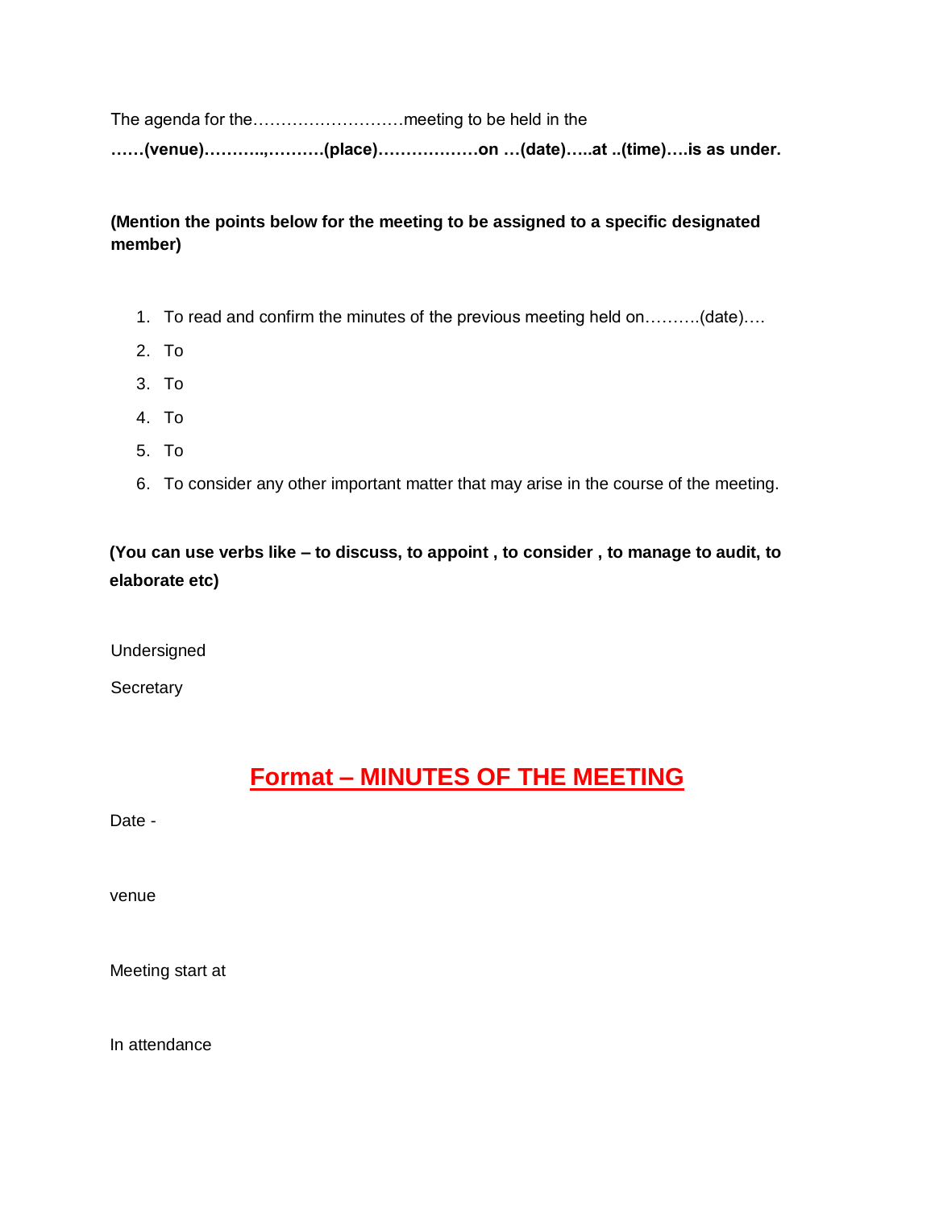The agenda for the………………………meeting to be held in the

**……(venue)………..,……….(place)………………on …(date)…..at ..(time)….is as under.**

**(Mention the points below for the meeting to be assigned to a specific designated member)**

1. To read and confirm the minutes of the previous meeting held on……….(date)….
2. To
3. To
4. To
5. To
6. To consider any other important matter that may arise in the course of the meeting.

**(You can use verbs like – to discuss, to appoint , to consider , to manage to audit, to elaborate etc)**

Undersigned

Secretary

# Format – MINUTES OF THE MEETING

Date -

venue

Meeting start at

In attendance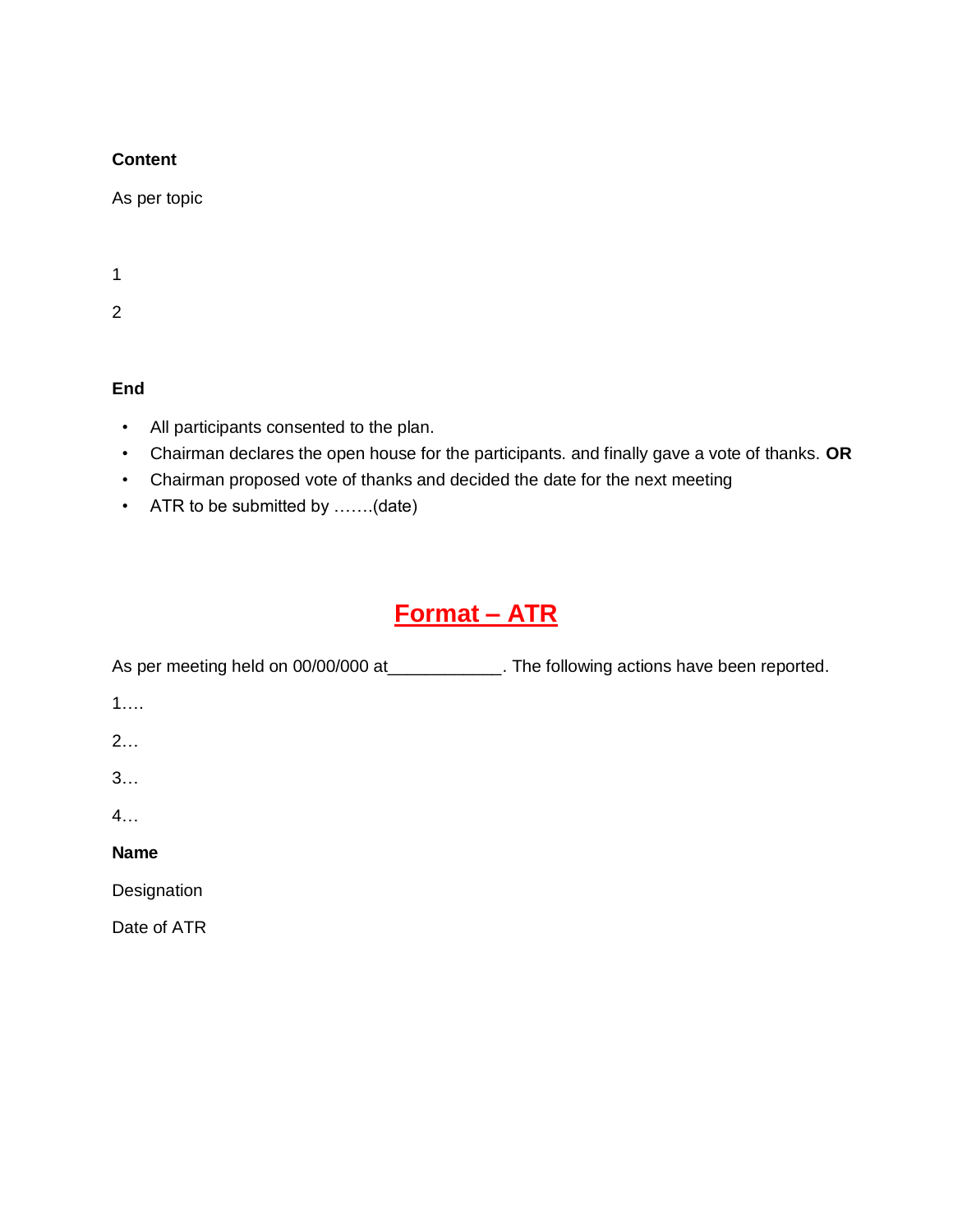**Content**

As per topic

1

2

**End**

- All participants consented to the plan.
- Chairman declares the open house for the participants. and finally gave a vote of thanks. **OR**
- Chairman proposed vote of thanks and decided the date for the next meeting
- ATR to be submitted by …….(date)

## Format – ATR

As per meeting held on 00/00/000 at____________. The following actions have been reported.

1….

2…

3…

4…

**Name**

Designation

Date of ATR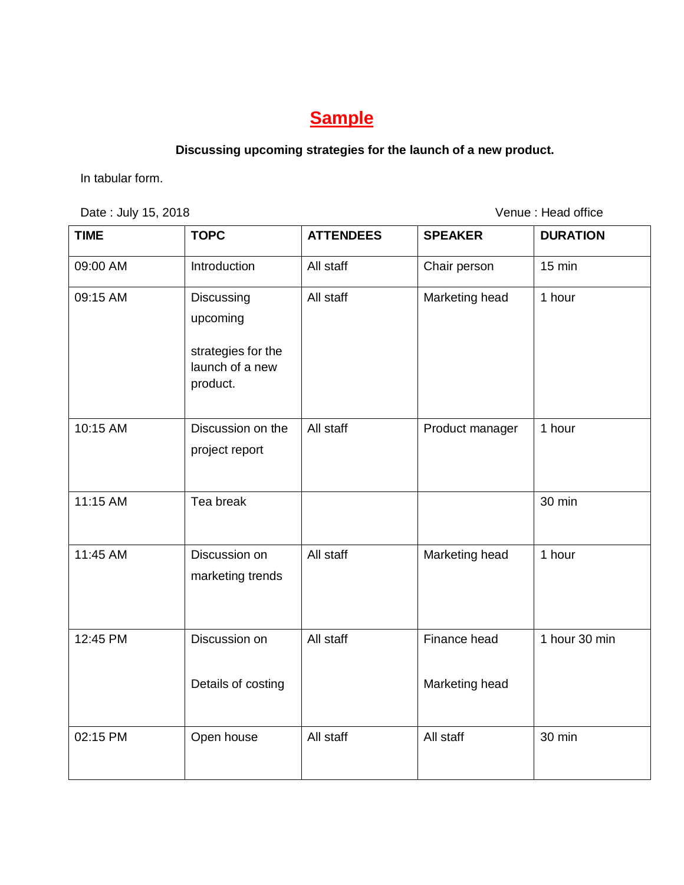# Sample

**Discussing upcoming strategies for the launch of a new product.**

In tabular form.

Date : July 15, 2018 Venue : Head office

| TIME | TOPC | ATTENDEES | SPEAKER | DURATION |
|---|---|---|---|---|
| 09:00 AM | Introduction | All staff | Chair person | 15 min |
| 09:15 AM | Discussing upcoming strategies for the launch of a new product. | All staff | Marketing head | 1 hour |
| 10:15 AM | Discussion on the project report | All staff | Product manager | 1 hour |
| 11:15 AM | Tea break | | | 30 min |
| 11:45 AM | Discussion on marketing trends | All staff | Marketing head | 1 hour |
| 12:45 PM | Discussion on Details of costing | All staff | Finance head Marketing head | 1 hour 30 min |
| 02:15 PM | Open house | All staff | All staff | 30 min |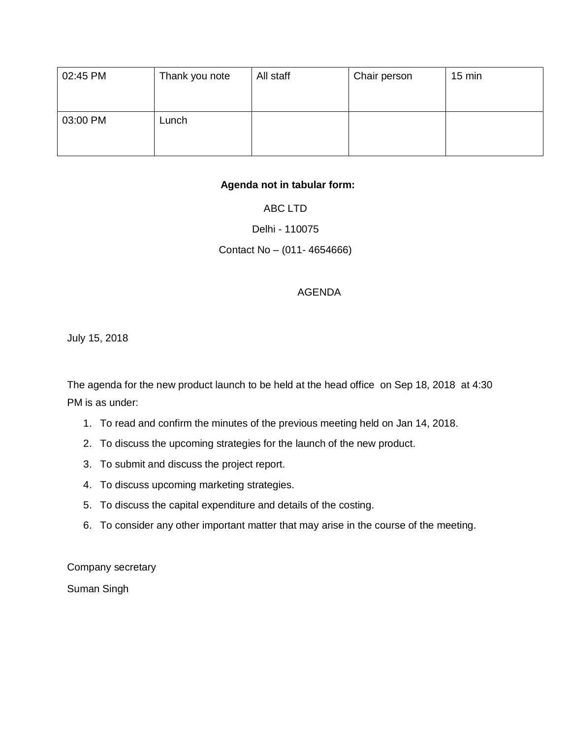| | | | | |
|---|---|---|---|---|
| 02:45 PM | Thank you note | All staff | Chair person | 15 min |
| 03:00 PM | Lunch | | | |

**Agenda not in tabular form:**

ABC LTD

Delhi - 110075

Contact No – (011- 4654666)

AGENDA

July 15, 2018

The agenda for the new product launch to be held at the head office on Sep 18, 2018 at 4:30 PM is as under:

1. To read and confirm the minutes of the previous meeting held on Jan 14, 2018.
2. To discuss the upcoming strategies for the launch of the new product.
3. To submit and discuss the project report.
4. To discuss upcoming marketing strategies.
5. To discuss the capital expenditure and details of the costing.
6. To consider any other important matter that may arise in the course of the meeting.

Company secretary

Suman Singh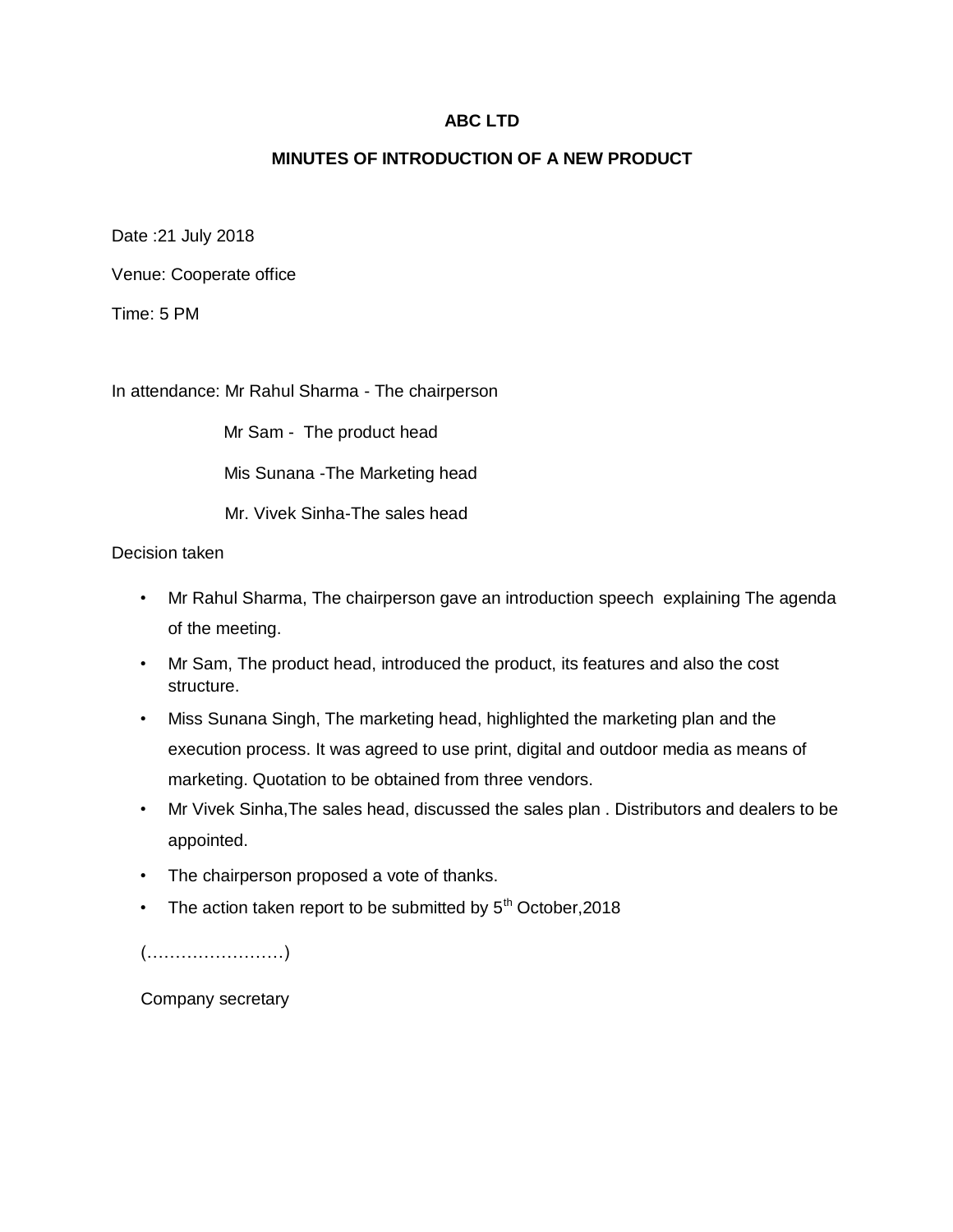# ABC LTD

## MINUTES OF INTRODUCTION OF A NEW PRODUCT

Date :21 July 2018

Venue: Cooperate office

Time: 5 PM

In attendance: Mr Rahul Sharma - The chairperson

Mr Sam - The product head

Mis Sunana -The Marketing head

Mr. Vivek Sinha-The sales head

Decision taken

- Mr Rahul Sharma, The chairperson gave an introduction speech explaining The agenda of the meeting.
- Mr Sam, The product head, introduced the product, its features and also the cost structure.
- Miss Sunana Singh, The marketing head, highlighted the marketing plan and the execution process. It was agreed to use print, digital and outdoor media as means of marketing. Quotation to be obtained from three vendors.
- Mr Vivek Sinha,The sales head, discussed the sales plan . Distributors and dealers to be appointed.
- The chairperson proposed a vote of thanks.
- The action taken report to be submitted by 5th October,2018

(……………………)

Company secretary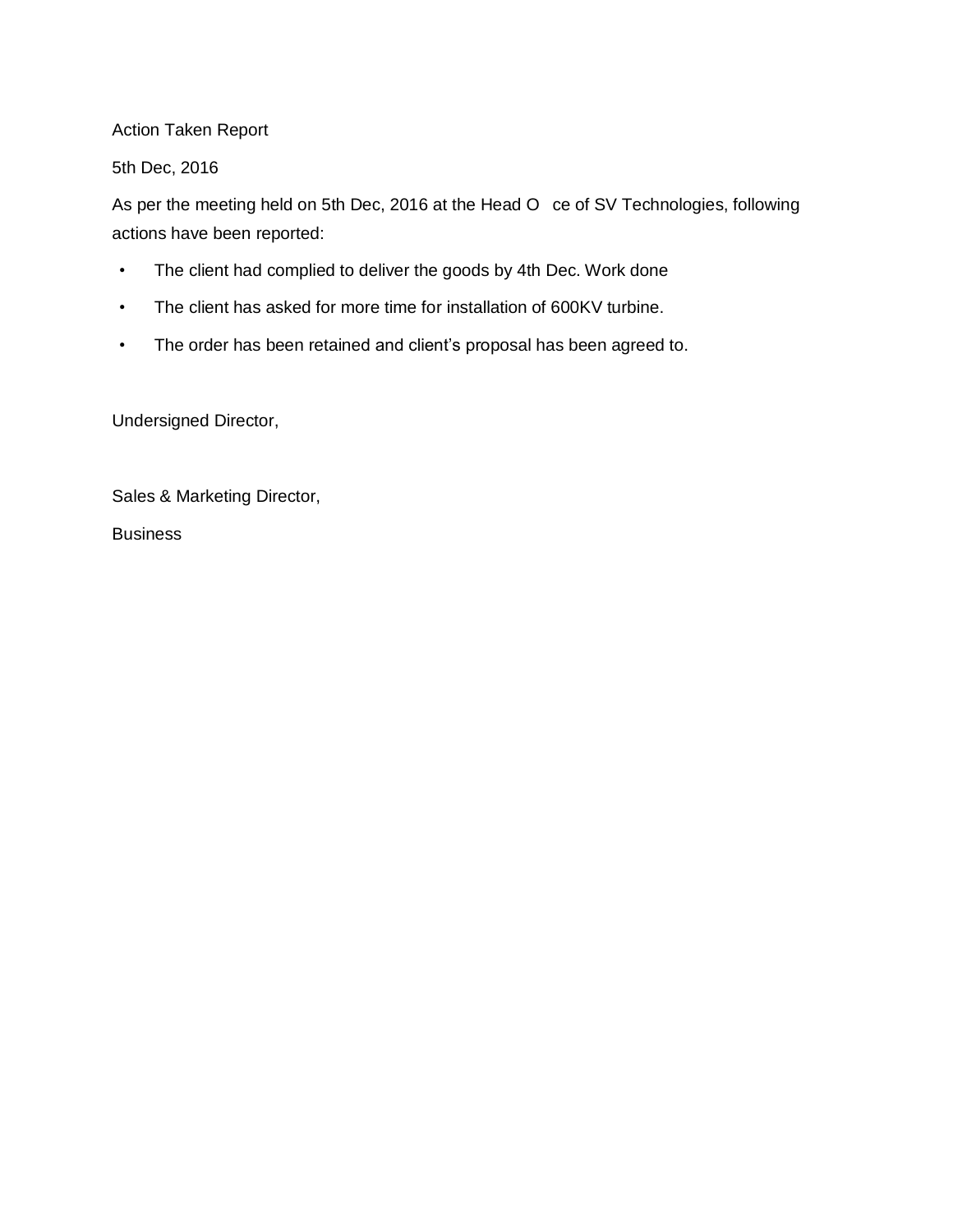Action Taken Report

5th Dec, 2016

As per the meeting held on 5th Dec, 2016 at the Head O ce of SV Technologies, following actions have been reported:

- The client had complied to deliver the goods by 4th Dec. Work done
- The client has asked for more time for installation of 600KV turbine.
- The order has been retained and client's proposal has been agreed to.

Undersigned Director,

Sales & Marketing Director,

Business